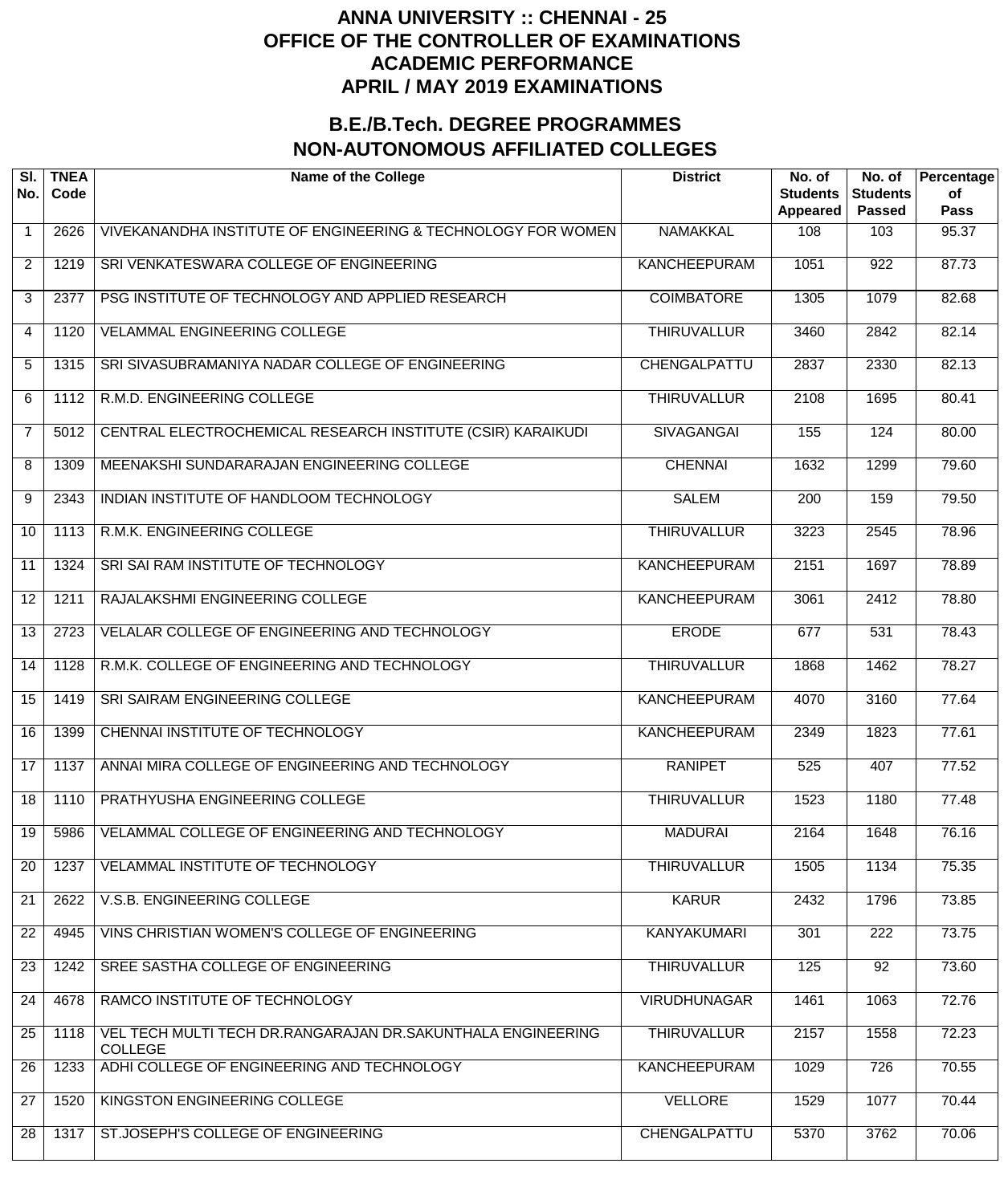# ANNA UNIVERSITY :: CHENNAI - 25
# OFFICE OF THE CONTROLLER OF EXAMINATIONS
# ACADEMIC PERFORMANCE
# APRIL / MAY 2019 EXAMINATIONS

## B.E./B.Tech. DEGREE PROGRAMMES
## NON-AUTONOMOUS AFFILIATED COLLEGES

| Sl. No. | TNEA Code | Name of the College | District | No. of Students Appeared | No. of Students Passed | Percentage of Pass |
|---|---|---|---|---|---|---|
| 1 | 2626 | VIVEKANANDHA INSTITUTE OF ENGINEERING & TECHNOLOGY FOR WOMEN | NAMAKKAL | 108 | 103 | 95.37 |
| 2 | 1219 | SRI VENKATESWARA COLLEGE OF ENGINEERING | KANCHEEPURAM | 1051 | 922 | 87.73 |
| 3 | 2377 | PSG INSTITUTE OF TECHNOLOGY AND APPLIED RESEARCH | COIMBATORE | 1305 | 1079 | 82.68 |
| 4 | 1120 | VELAMMAL ENGINEERING COLLEGE | THIRUVALLUR | 3460 | 2842 | 82.14 |
| 5 | 1315 | SRI SIVASUBRAMANIYA NADAR COLLEGE OF ENGINEERING | CHENGALPATTU | 2837 | 2330 | 82.13 |
| 6 | 1112 | R.M.D. ENGINEERING COLLEGE | THIRUVALLUR | 2108 | 1695 | 80.41 |
| 7 | 5012 | CENTRAL ELECTROCHEMICAL RESEARCH INSTITUTE (CSIR) KARAIKUDI | SIVAGANGAI | 155 | 124 | 80.00 |
| 8 | 1309 | MEENAKSHI SUNDARARAJAN ENGINEERING COLLEGE | CHENNAI | 1632 | 1299 | 79.60 |
| 9 | 2343 | INDIAN INSTITUTE OF HANDLOOM TECHNOLOGY | SALEM | 200 | 159 | 79.50 |
| 10 | 1113 | R.M.K. ENGINEERING COLLEGE | THIRUVALLUR | 3223 | 2545 | 78.96 |
| 11 | 1324 | SRI SAI RAM INSTITUTE OF TECHNOLOGY | KANCHEEPURAM | 2151 | 1697 | 78.89 |
| 12 | 1211 | RAJALAKSHMI ENGINEERING COLLEGE | KANCHEEPURAM | 3061 | 2412 | 78.80 |
| 13 | 2723 | VELALAR COLLEGE OF ENGINEERING AND TECHNOLOGY | ERODE | 677 | 531 | 78.43 |
| 14 | 1128 | R.M.K. COLLEGE OF ENGINEERING AND TECHNOLOGY | THIRUVALLUR | 1868 | 1462 | 78.27 |
| 15 | 1419 | SRI SAIRAM ENGINEERING COLLEGE | KANCHEEPURAM | 4070 | 3160 | 77.64 |
| 16 | 1399 | CHENNAI INSTITUTE OF TECHNOLOGY | KANCHEEPURAM | 2349 | 1823 | 77.61 |
| 17 | 1137 | ANNAI MIRA COLLEGE OF ENGINEERING AND TECHNOLOGY | RANIPET | 525 | 407 | 77.52 |
| 18 | 1110 | PRATHYUSHA ENGINEERING COLLEGE | THIRUVALLUR | 1523 | 1180 | 77.48 |
| 19 | 5986 | VELAMMAL COLLEGE OF ENGINEERING AND TECHNOLOGY | MADURAI | 2164 | 1648 | 76.16 |
| 20 | 1237 | VELAMMAL INSTITUTE OF TECHNOLOGY | THIRUVALLUR | 1505 | 1134 | 75.35 |
| 21 | 2622 | V.S.B. ENGINEERING COLLEGE | KARUR | 2432 | 1796 | 73.85 |
| 22 | 4945 | VINS CHRISTIAN WOMEN'S COLLEGE OF ENGINEERING | KANYAKUMARI | 301 | 222 | 73.75 |
| 23 | 1242 | SREE SASTHA COLLEGE OF ENGINEERING | THIRUVALLUR | 125 | 92 | 73.60 |
| 24 | 4678 | RAMCO INSTITUTE OF TECHNOLOGY | VIRUDHUNAGAR | 1461 | 1063 | 72.76 |
| 25 | 1118 | VEL TECH MULTI TECH DR.RANGARAJAN DR.SAKUNTHALA ENGINEERING COLLEGE | THIRUVALLUR | 2157 | 1558 | 72.23 |
| 26 | 1233 | ADHI COLLEGE OF ENGINEERING AND TECHNOLOGY | KANCHEEPURAM | 1029 | 726 | 70.55 |
| 27 | 1520 | KINGSTON ENGINEERING COLLEGE | VELLORE | 1529 | 1077 | 70.44 |
| 28 | 1317 | ST.JOSEPH'S COLLEGE OF ENGINEERING | CHENGALPATTU | 5370 | 3762 | 70.06 |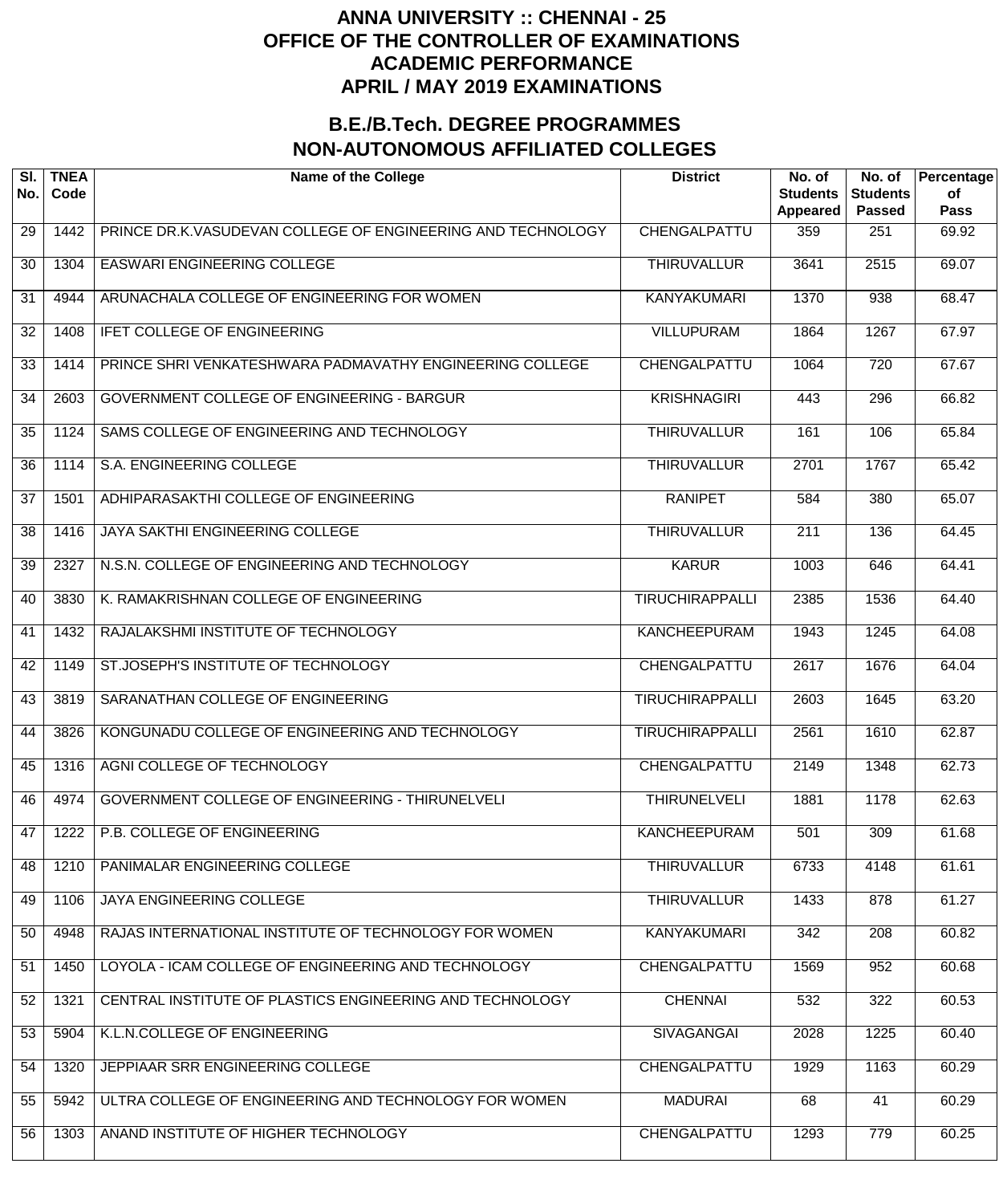# ANNA UNIVERSITY :: CHENNAI - 25
# OFFICE OF THE CONTROLLER OF EXAMINATIONS
# ACADEMIC PERFORMANCE
# APRIL / MAY 2019 EXAMINATIONS

## B.E./B.Tech. DEGREE PROGRAMMES
## NON-AUTONOMOUS AFFILIATED COLLEGES

| Sl. No. | TNEA Code | Name of the College | District | No. of Students Appeared | No. of Students Passed | Percentage of Pass |
|---|---|---|---|---|---|---|
| 29 | 1442 | PRINCE DR.K.VASUDEVAN COLLEGE OF ENGINEERING AND TECHNOLOGY | CHENGALPATTU | 359 | 251 | 69.92 |
| 30 | 1304 | EASWARI ENGINEERING COLLEGE | THIRUVALLUR | 3641 | 2515 | 69.07 |
| 31 | 4944 | ARUNACHALA COLLEGE OF ENGINEERING FOR WOMEN | KANYAKUMARI | 1370 | 938 | 68.47 |
| 32 | 1408 | IFET COLLEGE OF ENGINEERING | VILLUPURAM | 1864 | 1267 | 67.97 |
| 33 | 1414 | PRINCE SHRI VENKATESHWARA PADMAVATHY ENGINEERING COLLEGE | CHENGALPATTU | 1064 | 720 | 67.67 |
| 34 | 2603 | GOVERNMENT COLLEGE OF ENGINEERING - BARGUR | KRISHNAGIRI | 443 | 296 | 66.82 |
| 35 | 1124 | SAMS COLLEGE OF ENGINEERING AND TECHNOLOGY | THIRUVALLUR | 161 | 106 | 65.84 |
| 36 | 1114 | S.A. ENGINEERING COLLEGE | THIRUVALLUR | 2701 | 1767 | 65.42 |
| 37 | 1501 | ADHIPARASAKTHI COLLEGE OF ENGINEERING | RANIPET | 584 | 380 | 65.07 |
| 38 | 1416 | JAYA SAKTHI ENGINEERING COLLEGE | THIRUVALLUR | 211 | 136 | 64.45 |
| 39 | 2327 | N.S.N. COLLEGE OF ENGINEERING AND TECHNOLOGY | KARUR | 1003 | 646 | 64.41 |
| 40 | 3830 | K. RAMAKRISHNAN COLLEGE OF ENGINEERING | TIRUCHIRAPPALLI | 2385 | 1536 | 64.40 |
| 41 | 1432 | RAJALAKSHMI INSTITUTE OF TECHNOLOGY | KANCHEEPURAM | 1943 | 1245 | 64.08 |
| 42 | 1149 | ST.JOSEPH'S INSTITUTE OF TECHNOLOGY | CHENGALPATTU | 2617 | 1676 | 64.04 |
| 43 | 3819 | SARANATHAN COLLEGE OF ENGINEERING | TIRUCHIRAPPALLI | 2603 | 1645 | 63.20 |
| 44 | 3826 | KONGUNADU COLLEGE OF ENGINEERING AND TECHNOLOGY | TIRUCHIRAPPALLI | 2561 | 1610 | 62.87 |
| 45 | 1316 | AGNI COLLEGE OF TECHNOLOGY | CHENGALPATTU | 2149 | 1348 | 62.73 |
| 46 | 4974 | GOVERNMENT COLLEGE OF ENGINEERING - THIRUNELVELI | THIRUNELVELI | 1881 | 1178 | 62.63 |
| 47 | 1222 | P.B. COLLEGE OF ENGINEERING | KANCHEEPURAM | 501 | 309 | 61.68 |
| 48 | 1210 | PANIMALAR ENGINEERING COLLEGE | THIRUVALLUR | 6733 | 4148 | 61.61 |
| 49 | 1106 | JAYA ENGINEERING COLLEGE | THIRUVALLUR | 1433 | 878 | 61.27 |
| 50 | 4948 | RAJAS INTERNATIONAL INSTITUTE OF TECHNOLOGY FOR WOMEN | KANYAKUMARI | 342 | 208 | 60.82 |
| 51 | 1450 | LOYOLA - ICAM COLLEGE OF ENGINEERING AND TECHNOLOGY | CHENGALPATTU | 1569 | 952 | 60.68 |
| 52 | 1321 | CENTRAL INSTITUTE OF PLASTICS ENGINEERING AND TECHNOLOGY | CHENNAI | 532 | 322 | 60.53 |
| 53 | 5904 | K.L.N.COLLEGE OF ENGINEERING | SIVAGANGAI | 2028 | 1225 | 60.40 |
| 54 | 1320 | JEPPIAAR SRR ENGINEERING COLLEGE | CHENGALPATTU | 1929 | 1163 | 60.29 |
| 55 | 5942 | ULTRA COLLEGE OF ENGINEERING AND TECHNOLOGY FOR WOMEN | MADURAI | 68 | 41 | 60.29 |
| 56 | 1303 | ANAND INSTITUTE OF HIGHER TECHNOLOGY | CHENGALPATTU | 1293 | 779 | 60.25 |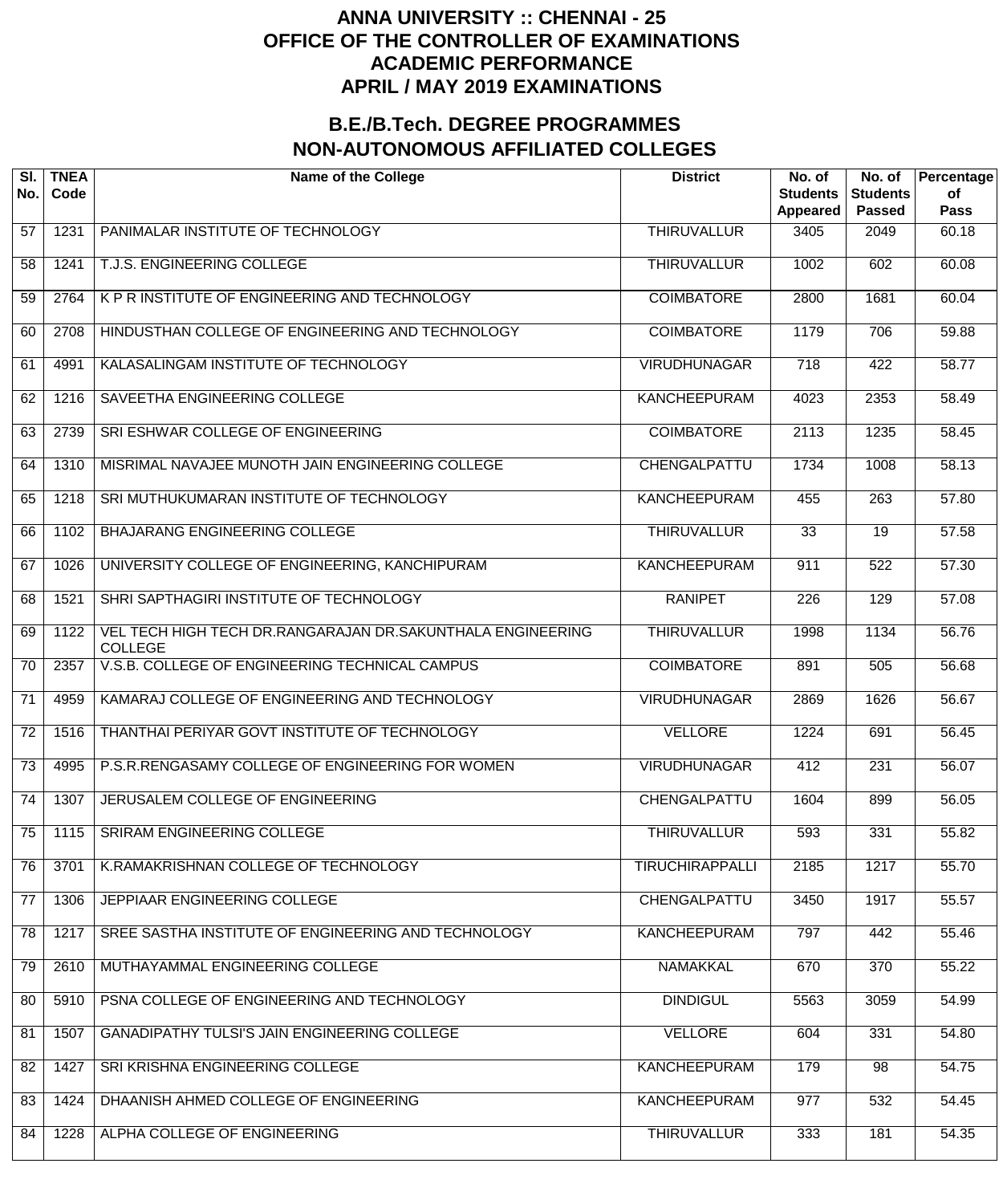# ANNA UNIVERSITY :: CHENNAI - 25
# OFFICE OF THE CONTROLLER OF EXAMINATIONS
# ACADEMIC PERFORMANCE
# APRIL / MAY 2019 EXAMINATIONS

## B.E./B.Tech. DEGREE PROGRAMMES
## NON-AUTONOMOUS AFFILIATED COLLEGES

| Sl. No. | TNEA Code | Name of the College | District | No. of Students Appeared | No. of Students Passed | Percentage of Pass |
|---|---|---|---|---|---|---|
| 57 | 1231 | PANIMALAR INSTITUTE OF TECHNOLOGY | THIRUVALLUR | 3405 | 2049 | 60.18 |
| 58 | 1241 | T.J.S. ENGINEERING COLLEGE | THIRUVALLUR | 1002 | 602 | 60.08 |
| 59 | 2764 | K P R INSTITUTE OF ENGINEERING AND TECHNOLOGY | COIMBATORE | 2800 | 1681 | 60.04 |
| 60 | 2708 | HINDUSTHAN COLLEGE OF ENGINEERING AND TECHNOLOGY | COIMBATORE | 1179 | 706 | 59.88 |
| 61 | 4991 | KALASALINGAM INSTITUTE OF TECHNOLOGY | VIRUDHUNAGAR | 718 | 422 | 58.77 |
| 62 | 1216 | SAVEETHA ENGINEERING COLLEGE | KANCHEEPURAM | 4023 | 2353 | 58.49 |
| 63 | 2739 | SRI ESHWAR COLLEGE OF ENGINEERING | COIMBATORE | 2113 | 1235 | 58.45 |
| 64 | 1310 | MISRIMAL NAVAJEE MUNOTH JAIN ENGINEERING COLLEGE | CHENGALPATTU | 1734 | 1008 | 58.13 |
| 65 | 1218 | SRI MUTHUKUMARAN INSTITUTE OF TECHNOLOGY | KANCHEEPURAM | 455 | 263 | 57.80 |
| 66 | 1102 | BHAJARANG ENGINEERING COLLEGE | THIRUVALLUR | 33 | 19 | 57.58 |
| 67 | 1026 | UNIVERSITY COLLEGE OF ENGINEERING, KANCHIPURAM | KANCHEEPURAM | 911 | 522 | 57.30 |
| 68 | 1521 | SHRI SAPTHAGIRI INSTITUTE OF TECHNOLOGY | RANIPET | 226 | 129 | 57.08 |
| 69 | 1122 | VEL TECH HIGH TECH DR.RANGARAJAN DR.SAKUNTHALA ENGINEERING COLLEGE | THIRUVALLUR | 1998 | 1134 | 56.76 |
| 70 | 2357 | V.S.B. COLLEGE OF ENGINEERING TECHNICAL CAMPUS | COIMBATORE | 891 | 505 | 56.68 |
| 71 | 4959 | KAMARAJ COLLEGE OF ENGINEERING AND TECHNOLOGY | VIRUDHUNAGAR | 2869 | 1626 | 56.67 |
| 72 | 1516 | THANTHAI PERIYAR GOVT INSTITUTE OF TECHNOLOGY | VELLORE | 1224 | 691 | 56.45 |
| 73 | 4995 | P.S.R.RENGASAMY COLLEGE OF ENGINEERING FOR WOMEN | VIRUDHUNAGAR | 412 | 231 | 56.07 |
| 74 | 1307 | JERUSALEM COLLEGE OF ENGINEERING | CHENGALPATTU | 1604 | 899 | 56.05 |
| 75 | 1115 | SRIRAM ENGINEERING COLLEGE | THIRUVALLUR | 593 | 331 | 55.82 |
| 76 | 3701 | K.RAMAKRISHNAN COLLEGE OF TECHNOLOGY | TIRUCHIRAPPALLI | 2185 | 1217 | 55.70 |
| 77 | 1306 | JEPPIAAR ENGINEERING COLLEGE | CHENGALPATTU | 3450 | 1917 | 55.57 |
| 78 | 1217 | SREE SASTHA INSTITUTE OF ENGINEERING AND TECHNOLOGY | KANCHEEPURAM | 797 | 442 | 55.46 |
| 79 | 2610 | MUTHAYAMMAL ENGINEERING COLLEGE | NAMAKKAL | 670 | 370 | 55.22 |
| 80 | 5910 | PSNA COLLEGE OF ENGINEERING AND TECHNOLOGY | DINDIGUL | 5563 | 3059 | 54.99 |
| 81 | 1507 | GANADIPATHY TULSI'S JAIN ENGINEERING COLLEGE | VELLORE | 604 | 331 | 54.80 |
| 82 | 1427 | SRI KRISHNA ENGINEERING COLLEGE | KANCHEEPURAM | 179 | 98 | 54.75 |
| 83 | 1424 | DHAANISH AHMED COLLEGE OF ENGINEERING | KANCHEEPURAM | 977 | 532 | 54.45 |
| 84 | 1228 | ALPHA COLLEGE OF ENGINEERING | THIRUVALLUR | 333 | 181 | 54.35 |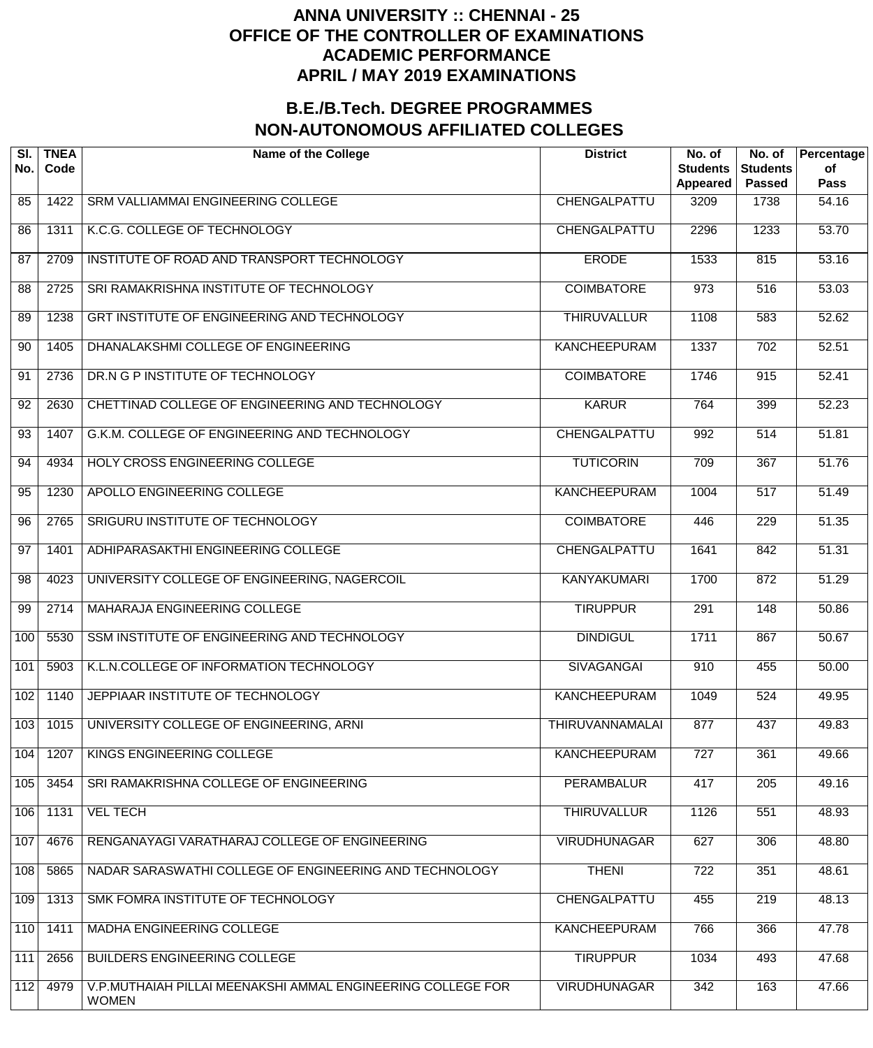# ANNA UNIVERSITY :: CHENNAI - 25
# OFFICE OF THE CONTROLLER OF EXAMINATIONS
# ACADEMIC PERFORMANCE
# APRIL / MAY 2019 EXAMINATIONS

## B.E./B.Tech. DEGREE PROGRAMMES
## NON-AUTONOMOUS AFFILIATED COLLEGES

| Sl. No. | TNEA Code | Name of the College | District | No. of Students Appeared | No. of Students Passed | Percentage of Pass |
|---|---|---|---|---|---|---|
| 85 | 1422 | SRM VALLIAMMAI ENGINEERING COLLEGE | CHENGALPATTU | 3209 | 1738 | 54.16 |
| 86 | 1311 | K.C.G. COLLEGE OF TECHNOLOGY | CHENGALPATTU | 2296 | 1233 | 53.70 |
| 87 | 2709 | INSTITUTE OF ROAD AND TRANSPORT TECHNOLOGY | ERODE | 1533 | 815 | 53.16 |
| 88 | 2725 | SRI RAMAKRISHNA INSTITUTE OF TECHNOLOGY | COIMBATORE | 973 | 516 | 53.03 |
| 89 | 1238 | GRT INSTITUTE OF ENGINEERING AND TECHNOLOGY | THIRUVALLUR | 1108 | 583 | 52.62 |
| 90 | 1405 | DHANALAKSHMI COLLEGE OF ENGINEERING | KANCHEEPURAM | 1337 | 702 | 52.51 |
| 91 | 2736 | DR.N G P INSTITUTE OF TECHNOLOGY | COIMBATORE | 1746 | 915 | 52.41 |
| 92 | 2630 | CHETTINAD COLLEGE OF ENGINEERING AND TECHNOLOGY | KARUR | 764 | 399 | 52.23 |
| 93 | 1407 | G.K.M. COLLEGE OF ENGINEERING AND TECHNOLOGY | CHENGALPATTU | 992 | 514 | 51.81 |
| 94 | 4934 | HOLY CROSS ENGINEERING COLLEGE | TUTICORIN | 709 | 367 | 51.76 |
| 95 | 1230 | APOLLO ENGINEERING COLLEGE | KANCHEEPURAM | 1004 | 517 | 51.49 |
| 96 | 2765 | SRIGURU INSTITUTE OF TECHNOLOGY | COIMBATORE | 446 | 229 | 51.35 |
| 97 | 1401 | ADHIPARASAKTHI ENGINEERING COLLEGE | CHENGALPATTU | 1641 | 842 | 51.31 |
| 98 | 4023 | UNIVERSITY COLLEGE OF ENGINEERING, NAGERCOIL | KANYAKUMARI | 1700 | 872 | 51.29 |
| 99 | 2714 | MAHARAJA ENGINEERING COLLEGE | TIRUPPUR | 291 | 148 | 50.86 |
| 100 | 5530 | SSM INSTITUTE OF ENGINEERING AND TECHNOLOGY | DINDIGUL | 1711 | 867 | 50.67 |
| 101 | 5903 | K.L.N.COLLEGE OF INFORMATION TECHNOLOGY | SIVAGANGAI | 910 | 455 | 50.00 |
| 102 | 1140 | JEPPIAAR INSTITUTE OF TECHNOLOGY | KANCHEEPURAM | 1049 | 524 | 49.95 |
| 103 | 1015 | UNIVERSITY COLLEGE OF ENGINEERING, ARNI | THIRUVANNAMALAI | 877 | 437 | 49.83 |
| 104 | 1207 | KINGS ENGINEERING COLLEGE | KANCHEEPURAM | 727 | 361 | 49.66 |
| 105 | 3454 | SRI RAMAKRISHNA COLLEGE OF ENGINEERING | PERAMBALUR | 417 | 205 | 49.16 |
| 106 | 1131 | VEL TECH | THIRUVALLUR | 1126 | 551 | 48.93 |
| 107 | 4676 | RENGANAYAGI VARATHARAJ COLLEGE OF ENGINEERING | VIRUDHUNAGAR | 627 | 306 | 48.80 |
| 108 | 5865 | NADAR SARASWATHI COLLEGE OF ENGINEERING AND TECHNOLOGY | THENI | 722 | 351 | 48.61 |
| 109 | 1313 | SMK FOMRA INSTITUTE OF TECHNOLOGY | CHENGALPATTU | 455 | 219 | 48.13 |
| 110 | 1411 | MADHA ENGINEERING COLLEGE | KANCHEEPURAM | 766 | 366 | 47.78 |
| 111 | 2656 | BUILDERS ENGINEERING COLLEGE | TIRUPPUR | 1034 | 493 | 47.68 |
| 112 | 4979 | V.P.MUTHAIAH PILLAI MEENAKSHI AMMAL ENGINEERING COLLEGE FOR WOMEN | VIRUDHUNAGAR | 342 | 163 | 47.66 |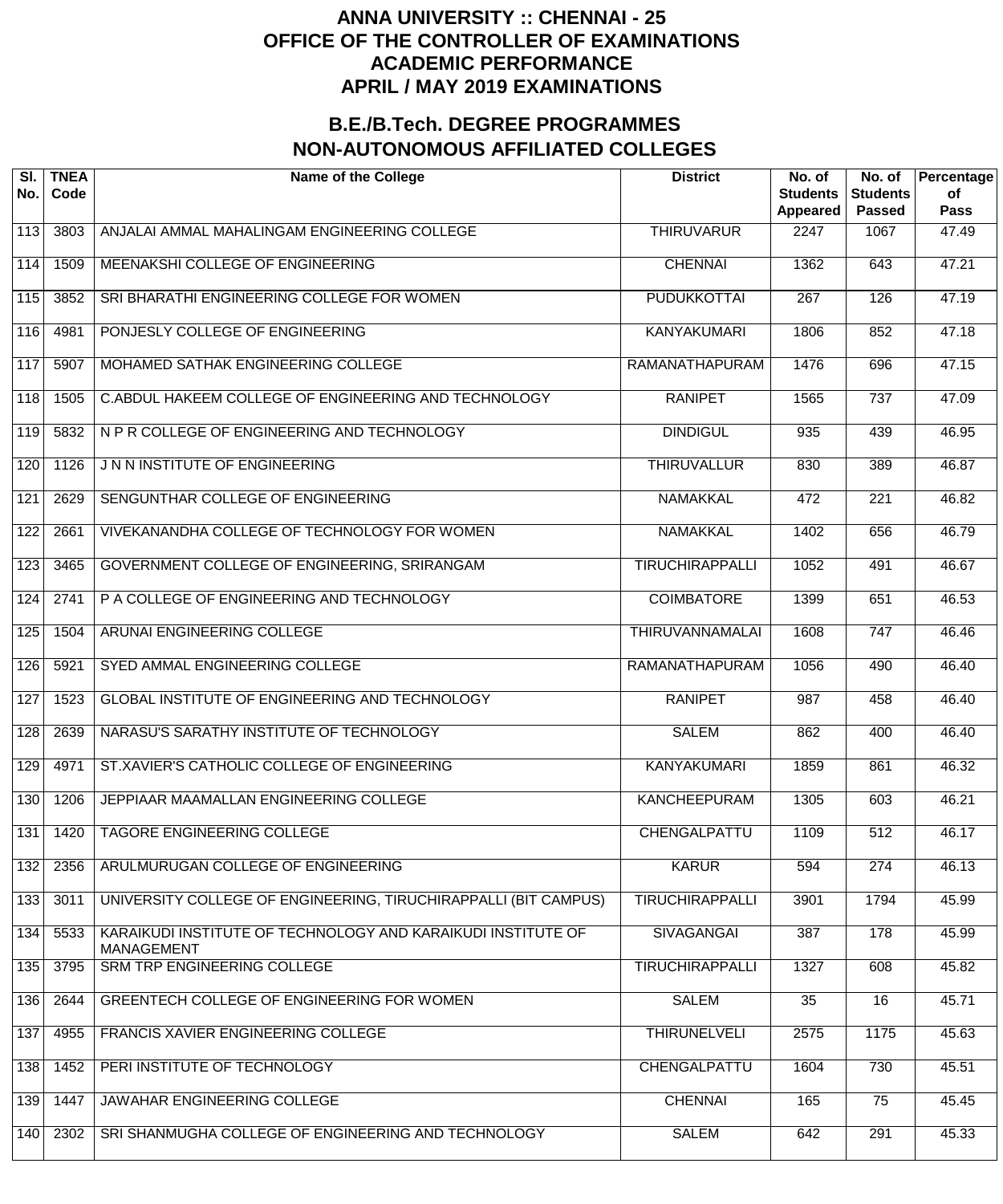# ANNA UNIVERSITY :: CHENNAI - 25
# OFFICE OF THE CONTROLLER OF EXAMINATIONS
# ACADEMIC PERFORMANCE
# APRIL / MAY 2019 EXAMINATIONS

## B.E./B.Tech. DEGREE PROGRAMMES
## NON-AUTONOMOUS AFFILIATED COLLEGES

| Sl. No. | TNEA Code | Name of the College | District | No. of Students Appeared | No. of Students Passed | Percentage of Pass |
|---|---|---|---|---|---|---|
| 113 | 3803 | ANJALAI AMMAL MAHALINGAM ENGINEERING COLLEGE | THIRUVARUR | 2247 | 1067 | 47.49 |
| 114 | 1509 | MEENAKSHI COLLEGE OF ENGINEERING | CHENNAI | 1362 | 643 | 47.21 |
| 115 | 3852 | SRI BHARATHI ENGINEERING COLLEGE FOR WOMEN | PUDUKKOTTAI | 267 | 126 | 47.19 |
| 116 | 4981 | PONJESLY COLLEGE OF ENGINEERING | KANYAKUMARI | 1806 | 852 | 47.18 |
| 117 | 5907 | MOHAMED SATHAK ENGINEERING COLLEGE | RAMANATHAPURAM | 1476 | 696 | 47.15 |
| 118 | 1505 | C.ABDUL HAKEEM COLLEGE OF ENGINEERING AND TECHNOLOGY | RANIPET | 1565 | 737 | 47.09 |
| 119 | 5832 | N P R COLLEGE OF ENGINEERING AND TECHNOLOGY | DINDIGUL | 935 | 439 | 46.95 |
| 120 | 1126 | J N N INSTITUTE OF ENGINEERING | THIRUVALLUR | 830 | 389 | 46.87 |
| 121 | 2629 | SENGUNTHAR COLLEGE OF ENGINEERING | NAMAKKAL | 472 | 221 | 46.82 |
| 122 | 2661 | VIVEKANANDHA COLLEGE OF TECHNOLOGY FOR WOMEN | NAMAKKAL | 1402 | 656 | 46.79 |
| 123 | 3465 | GOVERNMENT COLLEGE OF ENGINEERING, SRIRANGAM | TIRUCHIRAPPALLI | 1052 | 491 | 46.67 |
| 124 | 2741 | P A COLLEGE OF ENGINEERING AND TECHNOLOGY | COIMBATORE | 1399 | 651 | 46.53 |
| 125 | 1504 | ARUNAI ENGINEERING COLLEGE | THIRUVANNAMALAI | 1608 | 747 | 46.46 |
| 126 | 5921 | SYED AMMAL ENGINEERING COLLEGE | RAMANATHAPURAM | 1056 | 490 | 46.40 |
| 127 | 1523 | GLOBAL INSTITUTE OF ENGINEERING AND TECHNOLOGY | RANIPET | 987 | 458 | 46.40 |
| 128 | 2639 | NARASU'S SARATHY INSTITUTE OF TECHNOLOGY | SALEM | 862 | 400 | 46.40 |
| 129 | 4971 | ST.XAVIER'S CATHOLIC COLLEGE OF ENGINEERING | KANYAKUMARI | 1859 | 861 | 46.32 |
| 130 | 1206 | JEPPIAAR MAAMALLAN ENGINEERING COLLEGE | KANCHEEPURAM | 1305 | 603 | 46.21 |
| 131 | 1420 | TAGORE ENGINEERING COLLEGE | CHENGALPATTU | 1109 | 512 | 46.17 |
| 132 | 2356 | ARULMURUGAN COLLEGE OF ENGINEERING | KARUR | 594 | 274 | 46.13 |
| 133 | 3011 | UNIVERSITY COLLEGE OF ENGINEERING, TIRUCHIRAPPALLI (BIT CAMPUS) | TIRUCHIRAPPALLI | 3901 | 1794 | 45.99 |
| 134 | 5533 | KARAIKUDI INSTITUTE OF TECHNOLOGY AND KARAIKUDI INSTITUTE OF MANAGEMENT | SIVAGANGAI | 387 | 178 | 45.99 |
| 135 | 3795 | SRM TRP ENGINEERING COLLEGE | TIRUCHIRAPPALLI | 1327 | 608 | 45.82 |
| 136 | 2644 | GREENTECH COLLEGE OF ENGINEERING FOR WOMEN | SALEM | 35 | 16 | 45.71 |
| 137 | 4955 | FRANCIS XAVIER ENGINEERING COLLEGE | THIRUNELVELI | 2575 | 1175 | 45.63 |
| 138 | 1452 | PERI INSTITUTE OF TECHNOLOGY | CHENGALPATTU | 1604 | 730 | 45.51 |
| 139 | 1447 | JAWAHAR ENGINEERING COLLEGE | CHENNAI | 165 | 75 | 45.45 |
| 140 | 2302 | SRI SHANMUGHA COLLEGE OF ENGINEERING AND TECHNOLOGY | SALEM | 642 | 291 | 45.33 |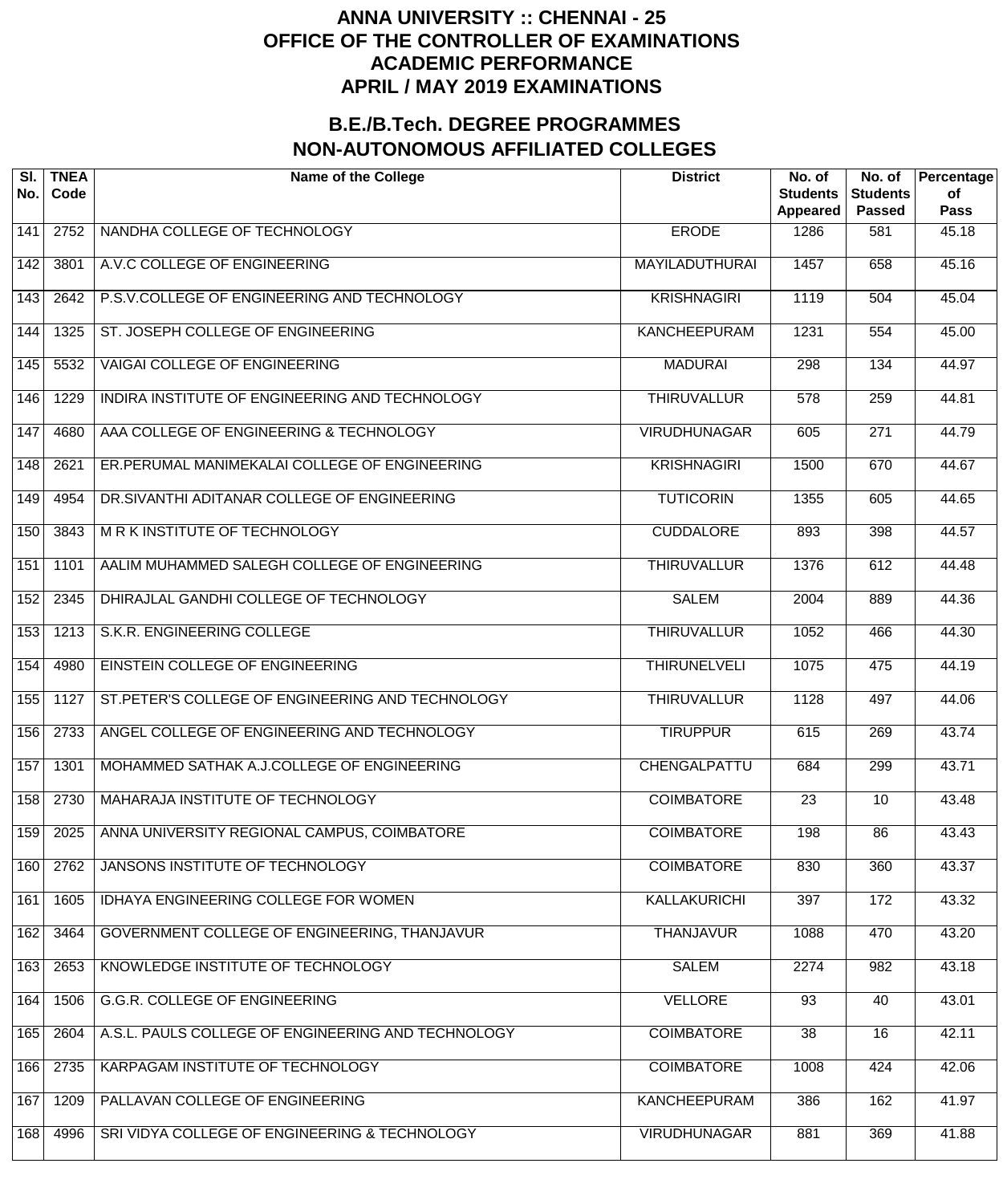# ANNA UNIVERSITY :: CHENNAI - 25
# OFFICE OF THE CONTROLLER OF EXAMINATIONS
# ACADEMIC PERFORMANCE
# APRIL / MAY 2019 EXAMINATIONS

## B.E./B.Tech. DEGREE PROGRAMMES
## NON-AUTONOMOUS AFFILIATED COLLEGES

| Sl. No. | TNEA Code | Name of the College | District | No. of Students Appeared | No. of Students Passed | Percentage of Pass |
|---|---|---|---|---|---|---|
| 141 | 2752 | NANDHA COLLEGE OF TECHNOLOGY | ERODE | 1286 | 581 | 45.18 |
| 142 | 3801 | A.V.C COLLEGE OF ENGINEERING | MAYILADUTHURAI | 1457 | 658 | 45.16 |
| 143 | 2642 | P.S.V.COLLEGE OF ENGINEERING AND TECHNOLOGY | KRISHNAGIRI | 1119 | 504 | 45.04 |
| 144 | 1325 | ST. JOSEPH COLLEGE OF ENGINEERING | KANCHEEPURAM | 1231 | 554 | 45.00 |
| 145 | 5532 | VAIGAI COLLEGE OF ENGINEERING | MADURAI | 298 | 134 | 44.97 |
| 146 | 1229 | INDIRA INSTITUTE OF ENGINEERING AND TECHNOLOGY | THIRUVALLUR | 578 | 259 | 44.81 |
| 147 | 4680 | AAA COLLEGE OF ENGINEERING & TECHNOLOGY | VIRUDHUNAGAR | 605 | 271 | 44.79 |
| 148 | 2621 | ER.PERUMAL MANIMEKALAI COLLEGE OF ENGINEERING | KRISHNAGIRI | 1500 | 670 | 44.67 |
| 149 | 4954 | DR.SIVANTHI ADITANAR COLLEGE OF ENGINEERING | TUTICORIN | 1355 | 605 | 44.65 |
| 150 | 3843 | M R K INSTITUTE OF TECHNOLOGY | CUDDALORE | 893 | 398 | 44.57 |
| 151 | 1101 | AALIM MUHAMMED SALEGH COLLEGE OF ENGINEERING | THIRUVALLUR | 1376 | 612 | 44.48 |
| 152 | 2345 | DHIRAJLAL GANDHI COLLEGE OF TECHNOLOGY | SALEM | 2004 | 889 | 44.36 |
| 153 | 1213 | S.K.R. ENGINEERING COLLEGE | THIRUVALLUR | 1052 | 466 | 44.30 |
| 154 | 4980 | EINSTEIN COLLEGE OF ENGINEERING | THIRUNELVELI | 1075 | 475 | 44.19 |
| 155 | 1127 | ST.PETER'S COLLEGE OF ENGINEERING AND TECHNOLOGY | THIRUVALLUR | 1128 | 497 | 44.06 |
| 156 | 2733 | ANGEL COLLEGE OF ENGINEERING AND TECHNOLOGY | TIRUPPUR | 615 | 269 | 43.74 |
| 157 | 1301 | MOHAMMED SATHAK A.J.COLLEGE OF ENGINEERING | CHENGALPATTU | 684 | 299 | 43.71 |
| 158 | 2730 | MAHARAJA INSTITUTE OF TECHNOLOGY | COIMBATORE | 23 | 10 | 43.48 |
| 159 | 2025 | ANNA UNIVERSITY REGIONAL CAMPUS, COIMBATORE | COIMBATORE | 198 | 86 | 43.43 |
| 160 | 2762 | JANSONS INSTITUTE OF TECHNOLOGY | COIMBATORE | 830 | 360 | 43.37 |
| 161 | 1605 | IDHAYA ENGINEERING COLLEGE FOR WOMEN | KALLAKURICHI | 397 | 172 | 43.32 |
| 162 | 3464 | GOVERNMENT COLLEGE OF ENGINEERING, THANJAVUR | THANJAVUR | 1088 | 470 | 43.20 |
| 163 | 2653 | KNOWLEDGE INSTITUTE OF TECHNOLOGY | SALEM | 2274 | 982 | 43.18 |
| 164 | 1506 | G.G.R. COLLEGE OF ENGINEERING | VELLORE | 93 | 40 | 43.01 |
| 165 | 2604 | A.S.L. PAULS COLLEGE OF ENGINEERING AND TECHNOLOGY | COIMBATORE | 38 | 16 | 42.11 |
| 166 | 2735 | KARPAGAM INSTITUTE OF TECHNOLOGY | COIMBATORE | 1008 | 424 | 42.06 |
| 167 | 1209 | PALLAVAN COLLEGE OF ENGINEERING | KANCHEEPURAM | 386 | 162 | 41.97 |
| 168 | 4996 | SRI VIDYA COLLEGE OF ENGINEERING & TECHNOLOGY | VIRUDHUNAGAR | 881 | 369 | 41.88 |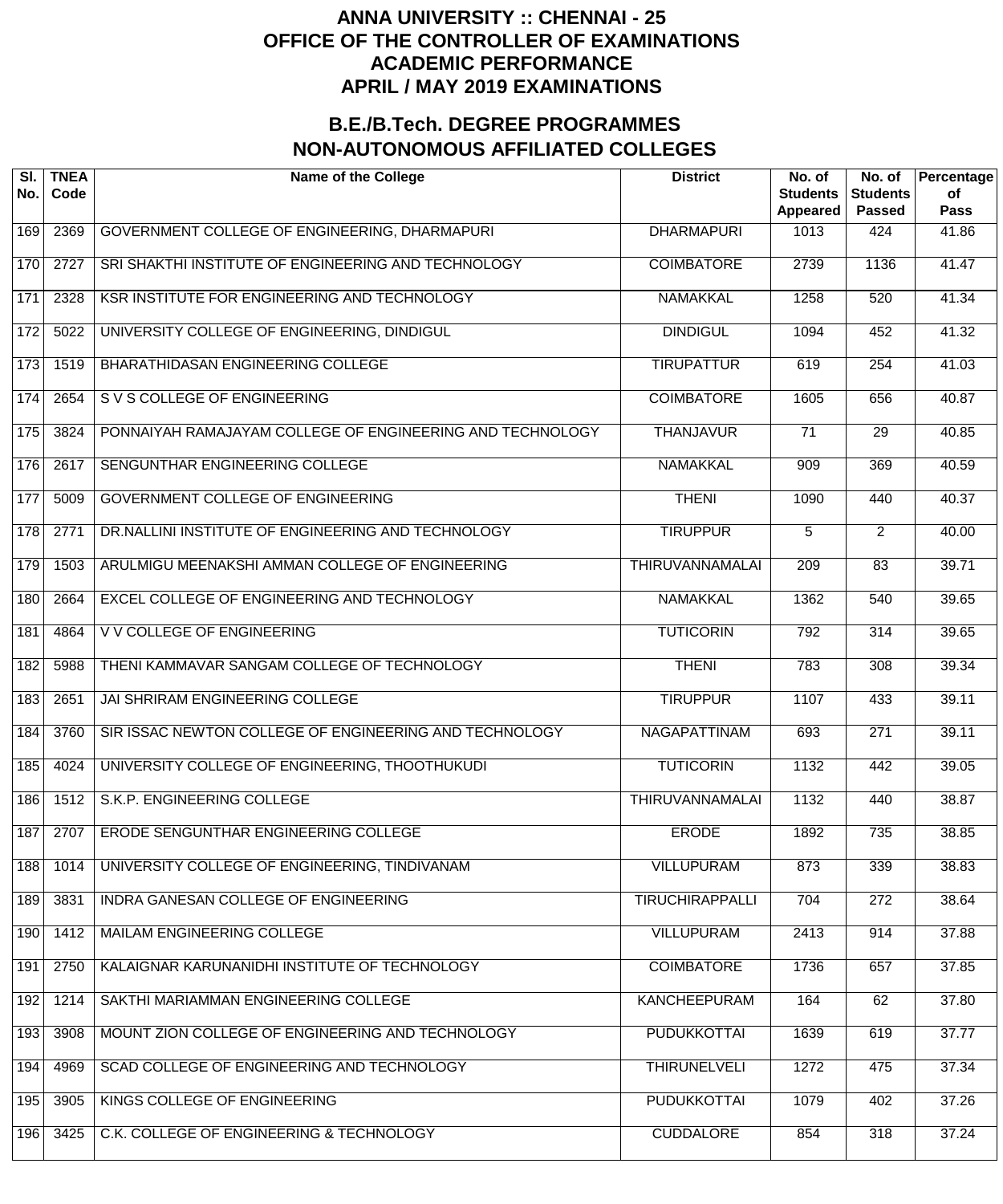# ANNA UNIVERSITY :: CHENNAI - 25
# OFFICE OF THE CONTROLLER OF EXAMINATIONS
# ACADEMIC PERFORMANCE
# APRIL / MAY 2019 EXAMINATIONS

## B.E./B.Tech. DEGREE PROGRAMMES
## NON-AUTONOMOUS AFFILIATED COLLEGES

| Sl. No. | TNEA Code | Name of the College | District | No. of Students Appeared | No. of Students Passed | Percentage of Pass |
|---|---|---|---|---|---|---|
| 169 | 2369 | GOVERNMENT COLLEGE OF ENGINEERING, DHARMAPURI | DHARMAPURI | 1013 | 424 | 41.86 |
| 170 | 2727 | SRI SHAKTHI INSTITUTE OF ENGINEERING AND TECHNOLOGY | COIMBATORE | 2739 | 1136 | 41.47 |
| 171 | 2328 | KSR INSTITUTE FOR ENGINEERING AND TECHNOLOGY | NAMAKKAL | 1258 | 520 | 41.34 |
| 172 | 5022 | UNIVERSITY COLLEGE OF ENGINEERING, DINDIGUL | DINDIGUL | 1094 | 452 | 41.32 |
| 173 | 1519 | BHARATHIDASAN ENGINEERING COLLEGE | TIRUPATTUR | 619 | 254 | 41.03 |
| 174 | 2654 | S V S COLLEGE OF ENGINEERING | COIMBATORE | 1605 | 656 | 40.87 |
| 175 | 3824 | PONNAIYAH RAMAJAYAM COLLEGE OF ENGINEERING AND TECHNOLOGY | THANJAVUR | 71 | 29 | 40.85 |
| 176 | 2617 | SENGUNTHAR ENGINEERING COLLEGE | NAMAKKAL | 909 | 369 | 40.59 |
| 177 | 5009 | GOVERNMENT COLLEGE OF ENGINEERING | THENI | 1090 | 440 | 40.37 |
| 178 | 2771 | DR.NALLINI INSTITUTE OF ENGINEERING AND TECHNOLOGY | TIRUPPUR | 5 | 2 | 40.00 |
| 179 | 1503 | ARULMIGU MEENAKSHI AMMAN COLLEGE OF ENGINEERING | THIRUVANNAMALAI | 209 | 83 | 39.71 |
| 180 | 2664 | EXCEL COLLEGE OF ENGINEERING AND TECHNOLOGY | NAMAKKAL | 1362 | 540 | 39.65 |
| 181 | 4864 | V V COLLEGE OF ENGINEERING | TUTICORIN | 792 | 314 | 39.65 |
| 182 | 5988 | THENI KAMMAVAR SANGAM COLLEGE OF TECHNOLOGY | THENI | 783 | 308 | 39.34 |
| 183 | 2651 | JAI SHRIRAM ENGINEERING COLLEGE | TIRUPPUR | 1107 | 433 | 39.11 |
| 184 | 3760 | SIR ISSAC NEWTON COLLEGE OF ENGINEERING AND TECHNOLOGY | NAGAPATTINAM | 693 | 271 | 39.11 |
| 185 | 4024 | UNIVERSITY COLLEGE OF ENGINEERING, THOOTHUKUDI | TUTICORIN | 1132 | 442 | 39.05 |
| 186 | 1512 | S.K.P. ENGINEERING COLLEGE | THIRUVANNAMALAI | 1132 | 440 | 38.87 |
| 187 | 2707 | ERODE SENGUNTHAR ENGINEERING COLLEGE | ERODE | 1892 | 735 | 38.85 |
| 188 | 1014 | UNIVERSITY COLLEGE OF ENGINEERING, TINDIVANAM | VILLUPURAM | 873 | 339 | 38.83 |
| 189 | 3831 | INDRA GANESAN COLLEGE OF ENGINEERING | TIRUCHIRAPPALLI | 704 | 272 | 38.64 |
| 190 | 1412 | MAILAM ENGINEERING COLLEGE | VILLUPURAM | 2413 | 914 | 37.88 |
| 191 | 2750 | KALAIGNAR KARUNANIDHI INSTITUTE OF TECHNOLOGY | COIMBATORE | 1736 | 657 | 37.85 |
| 192 | 1214 | SAKTHI MARIAMMAN ENGINEERING COLLEGE | KANCHEEPURAM | 164 | 62 | 37.80 |
| 193 | 3908 | MOUNT ZION COLLEGE OF ENGINEERING AND TECHNOLOGY | PUDUKKOTTAI | 1639 | 619 | 37.77 |
| 194 | 4969 | SCAD COLLEGE OF ENGINEERING AND TECHNOLOGY | THIRUNELVELI | 1272 | 475 | 37.34 |
| 195 | 3905 | KINGS COLLEGE OF ENGINEERING | PUDUKKOTTAI | 1079 | 402 | 37.26 |
| 196 | 3425 | C.K. COLLEGE OF ENGINEERING & TECHNOLOGY | CUDDALORE | 854 | 318 | 37.24 |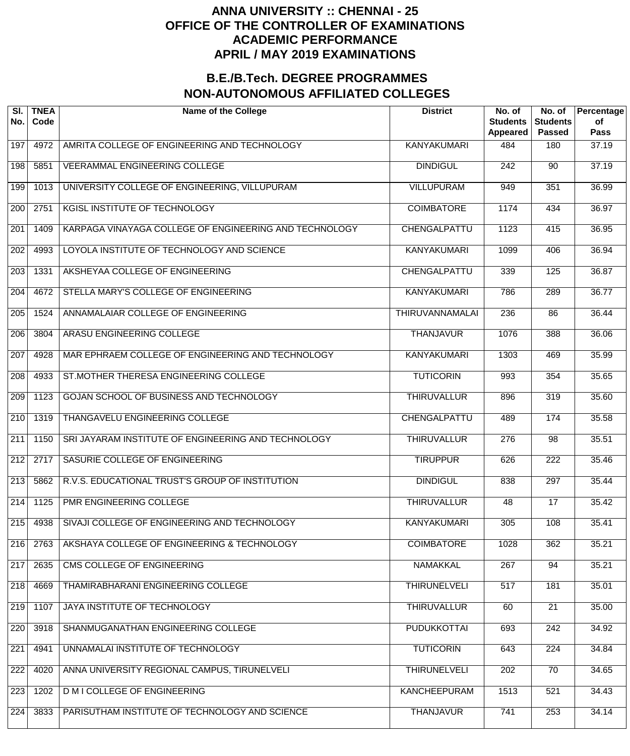# ANNA UNIVERSITY :: CHENNAI - 25
# OFFICE OF THE CONTROLLER OF EXAMINATIONS
# ACADEMIC PERFORMANCE
# APRIL / MAY 2019 EXAMINATIONS

## B.E./B.Tech. DEGREE PROGRAMMES
## NON-AUTONOMOUS AFFILIATED COLLEGES

| Sl. No. | TNEA Code | Name of the College | District | No. of Students Appeared | No. of Students Passed | Percentage of Pass |
|---|---|---|---|---|---|---|
| 197 | 4972 | AMRITA COLLEGE OF ENGINEERING AND TECHNOLOGY | KANYAKUMARI | 484 | 180 | 37.19 |
| 198 | 5851 | VEERAMMAL ENGINEERING COLLEGE | DINDIGUL | 242 | 90 | 37.19 |
| 199 | 1013 | UNIVERSITY COLLEGE OF ENGINEERING, VILLUPURAM | VILLUPURAM | 949 | 351 | 36.99 |
| 200 | 2751 | KGISL INSTITUTE OF TECHNOLOGY | COIMBATORE | 1174 | 434 | 36.97 |
| 201 | 1409 | KARPAGA VINAYAGA COLLEGE OF ENGINEERING AND TECHNOLOGY | CHENGALPATTU | 1123 | 415 | 36.95 |
| 202 | 4993 | LOYOLA INSTITUTE OF TECHNOLOGY AND SCIENCE | KANYAKUMARI | 1099 | 406 | 36.94 |
| 203 | 1331 | AKSHEYAA COLLEGE OF ENGINEERING | CHENGALPATTU | 339 | 125 | 36.87 |
| 204 | 4672 | STELLA MARY'S COLLEGE OF ENGINEERING | KANYAKUMARI | 786 | 289 | 36.77 |
| 205 | 1524 | ANNAMALAIAR COLLEGE OF ENGINEERING | THIRUVANNAMALAI | 236 | 86 | 36.44 |
| 206 | 3804 | ARASU ENGINEERING COLLEGE | THANJAVUR | 1076 | 388 | 36.06 |
| 207 | 4928 | MAR EPHRAEM COLLEGE OF ENGINEERING AND TECHNOLOGY | KANYAKUMARI | 1303 | 469 | 35.99 |
| 208 | 4933 | ST.MOTHER THERESA ENGINEERING COLLEGE | TUTICORIN | 993 | 354 | 35.65 |
| 209 | 1123 | GOJAN SCHOOL OF BUSINESS AND TECHNOLOGY | THIRUVALLUR | 896 | 319 | 35.60 |
| 210 | 1319 | THANGAVELU ENGINEERING COLLEGE | CHENGALPATTU | 489 | 174 | 35.58 |
| 211 | 1150 | SRI JAYARAM INSTITUTE OF ENGINEERING AND TECHNOLOGY | THIRUVALLUR | 276 | 98 | 35.51 |
| 212 | 2717 | SASURIE COLLEGE OF ENGINEERING | TIRUPPUR | 626 | 222 | 35.46 |
| 213 | 5862 | R.V.S. EDUCATIONAL TRUST'S GROUP OF INSTITUTION | DINDIGUL | 838 | 297 | 35.44 |
| 214 | 1125 | PMR ENGINEERING COLLEGE | THIRUVALLUR | 48 | 17 | 35.42 |
| 215 | 4938 | SIVAJI COLLEGE OF ENGINEERING AND TECHNOLOGY | KANYAKUMARI | 305 | 108 | 35.41 |
| 216 | 2763 | AKSHAYA COLLEGE OF ENGINEERING & TECHNOLOGY | COIMBATORE | 1028 | 362 | 35.21 |
| 217 | 2635 | CMS COLLEGE OF ENGINEERING | NAMAKKAL | 267 | 94 | 35.21 |
| 218 | 4669 | THAMIRABHARANI ENGINEERING COLLEGE | THIRUNELVELI | 517 | 181 | 35.01 |
| 219 | 1107 | JAYA INSTITUTE OF TECHNOLOGY | THIRUVALLUR | 60 | 21 | 35.00 |
| 220 | 3918 | SHANMUGANATHAN ENGINEERING COLLEGE | PUDUKKOTTAI | 693 | 242 | 34.92 |
| 221 | 4941 | UNNAMALAI INSTITUTE OF TECHNOLOGY | TUTICORIN | 643 | 224 | 34.84 |
| 222 | 4020 | ANNA UNIVERSITY REGIONAL CAMPUS, TIRUNELVELI | THIRUNELVELI | 202 | 70 | 34.65 |
| 223 | 1202 | D M I COLLEGE OF ENGINEERING | KANCHEEPURAM | 1513 | 521 | 34.43 |
| 224 | 3833 | PARISUTHAM INSTITUTE OF TECHNOLOGY AND SCIENCE | THANJAVUR | 741 | 253 | 34.14 |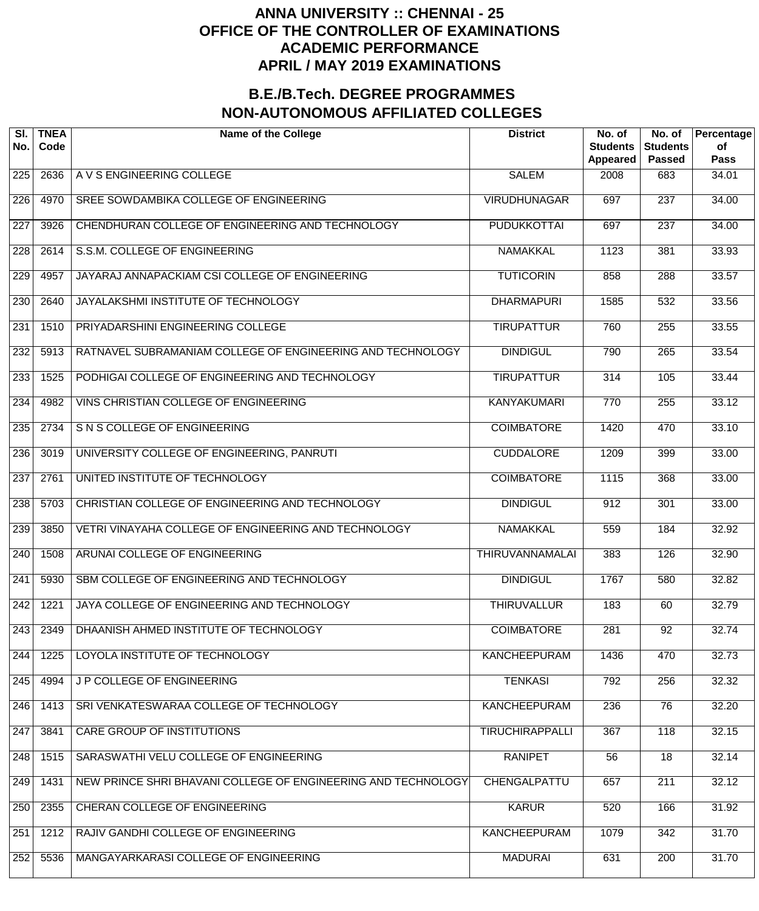# ANNA UNIVERSITY :: CHENNAI - 25
# OFFICE OF THE CONTROLLER OF EXAMINATIONS
# ACADEMIC PERFORMANCE
# APRIL / MAY 2019 EXAMINATIONS

## B.E./B.Tech. DEGREE PROGRAMMES
## NON-AUTONOMOUS AFFILIATED COLLEGES

| Sl. No. | TNEA Code | Name of the College | District | No. of Students Appeared | No. of Students Passed | Percentage of Pass |
|---|---|---|---|---|---|---|
| 225 | 2636 | A V S ENGINEERING COLLEGE | SALEM | 2008 | 683 | 34.01 |
| 226 | 4970 | SREE SOWDAMBIKA COLLEGE OF ENGINEERING | VIRUDHUNAGAR | 697 | 237 | 34.00 |
| 227 | 3926 | CHENDHURAN COLLEGE OF ENGINEERING AND TECHNOLOGY | PUDUKKOTTAI | 697 | 237 | 34.00 |
| 228 | 2614 | S.S.M. COLLEGE OF ENGINEERING | NAMAKKAL | 1123 | 381 | 33.93 |
| 229 | 4957 | JAYARAJ ANNAPACKIAM CSI COLLEGE OF ENGINEERING | TUTICORIN | 858 | 288 | 33.57 |
| 230 | 2640 | JAYALAKSHMI INSTITUTE OF TECHNOLOGY | DHARMAPURI | 1585 | 532 | 33.56 |
| 231 | 1510 | PRIYADARSHINI ENGINEERING COLLEGE | TIRUPATTUR | 760 | 255 | 33.55 |
| 232 | 5913 | RATNAVEL SUBRAMANIAM COLLEGE OF ENGINEERING AND TECHNOLOGY | DINDIGUL | 790 | 265 | 33.54 |
| 233 | 1525 | PODHIGAI COLLEGE OF ENGINEERING AND TECHNOLOGY | TIRUPATTUR | 314 | 105 | 33.44 |
| 234 | 4982 | VINS CHRISTIAN COLLEGE OF ENGINEERING | KANYAKUMARI | 770 | 255 | 33.12 |
| 235 | 2734 | S N S COLLEGE OF ENGINEERING | COIMBATORE | 1420 | 470 | 33.10 |
| 236 | 3019 | UNIVERSITY COLLEGE OF ENGINEERING, PANRUTI | CUDDALORE | 1209 | 399 | 33.00 |
| 237 | 2761 | UNITED INSTITUTE OF TECHNOLOGY | COIMBATORE | 1115 | 368 | 33.00 |
| 238 | 5703 | CHRISTIAN COLLEGE OF ENGINEERING AND TECHNOLOGY | DINDIGUL | 912 | 301 | 33.00 |
| 239 | 3850 | VETRI VINAYAHA COLLEGE OF ENGINEERING AND TECHNOLOGY | NAMAKKAL | 559 | 184 | 32.92 |
| 240 | 1508 | ARUNAI COLLEGE OF ENGINEERING | THIRUVANNAMALAI | 383 | 126 | 32.90 |
| 241 | 5930 | SBM COLLEGE OF ENGINEERING AND TECHNOLOGY | DINDIGUL | 1767 | 580 | 32.82 |
| 242 | 1221 | JAYA COLLEGE OF ENGINEERING AND TECHNOLOGY | THIRUVALLUR | 183 | 60 | 32.79 |
| 243 | 2349 | DHAANISH AHMED INSTITUTE OF TECHNOLOGY | COIMBATORE | 281 | 92 | 32.74 |
| 244 | 1225 | LOYOLA INSTITUTE OF TECHNOLOGY | KANCHEEPURAM | 1436 | 470 | 32.73 |
| 245 | 4994 | J P COLLEGE OF ENGINEERING | TENKASI | 792 | 256 | 32.32 |
| 246 | 1413 | SRI VENKATESWARAA COLLEGE OF TECHNOLOGY | KANCHEEPURAM | 236 | 76 | 32.20 |
| 247 | 3841 | CARE GROUP OF INSTITUTIONS | TIRUCHIRAPPALLI | 367 | 118 | 32.15 |
| 248 | 1515 | SARASWATHI VELU COLLEGE OF ENGINEERING | RANIPET | 56 | 18 | 32.14 |
| 249 | 1431 | NEW PRINCE SHRI BHAVANI COLLEGE OF ENGINEERING AND TECHNOLOGY | CHENGALPATTU | 657 | 211 | 32.12 |
| 250 | 2355 | CHERAN COLLEGE OF ENGINEERING | KARUR | 520 | 166 | 31.92 |
| 251 | 1212 | RAJIV GANDHI COLLEGE OF ENGINEERING | KANCHEEPURAM | 1079 | 342 | 31.70 |
| 252 | 5536 | MANGAYARKARASI COLLEGE OF ENGINEERING | MADURAI | 631 | 200 | 31.70 |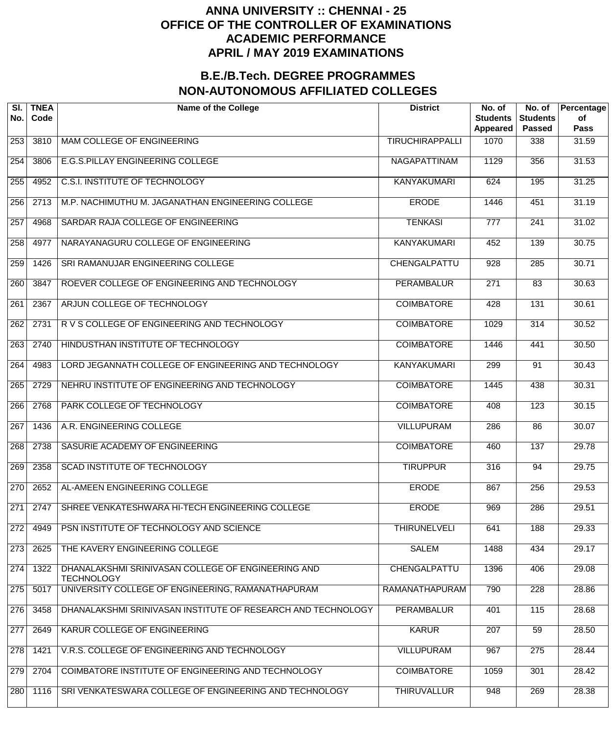# ANNA UNIVERSITY :: CHENNAI - 25
# OFFICE OF THE CONTROLLER OF EXAMINATIONS
# ACADEMIC PERFORMANCE
# APRIL / MAY 2019 EXAMINATIONS

## B.E./B.Tech. DEGREE PROGRAMMES
## NON-AUTONOMOUS AFFILIATED COLLEGES

| Sl. No. | TNEA Code | Name of the College | District | No. of Students Appeared | No. of Students Passed | Percentage of Pass |
|---|---|---|---|---|---|---|
| 253 | 3810 | MAM COLLEGE OF ENGINEERING | TIRUCHIRAPPALLI | 1070 | 338 | 31.59 |
| 254 | 3806 | E.G.S.PILLAY ENGINEERING COLLEGE | NAGAPATTINAM | 1129 | 356 | 31.53 |
| 255 | 4952 | C.S.I. INSTITUTE OF TECHNOLOGY | KANYAKUMARI | 624 | 195 | 31.25 |
| 256 | 2713 | M.P. NACHIMUTHU M. JAGANATHAN ENGINEERING COLLEGE | ERODE | 1446 | 451 | 31.19 |
| 257 | 4968 | SARDAR RAJA COLLEGE OF ENGINEERING | TENKASI | 777 | 241 | 31.02 |
| 258 | 4977 | NARAYANAGURU COLLEGE OF ENGINEERING | KANYAKUMARI | 452 | 139 | 30.75 |
| 259 | 1426 | SRI RAMANUJAR ENGINEERING COLLEGE | CHENGALPATTU | 928 | 285 | 30.71 |
| 260 | 3847 | ROEVER COLLEGE OF ENGINEERING AND TECHNOLOGY | PERAMBALUR | 271 | 83 | 30.63 |
| 261 | 2367 | ARJUN COLLEGE OF TECHNOLOGY | COIMBATORE | 428 | 131 | 30.61 |
| 262 | 2731 | R V S COLLEGE OF ENGINEERING AND TECHNOLOGY | COIMBATORE | 1029 | 314 | 30.52 |
| 263 | 2740 | HINDUSTHAN INSTITUTE OF TECHNOLOGY | COIMBATORE | 1446 | 441 | 30.50 |
| 264 | 4983 | LORD JEGANNATH COLLEGE OF ENGINEERING AND TECHNOLOGY | KANYAKUMARI | 299 | 91 | 30.43 |
| 265 | 2729 | NEHRU INSTITUTE OF ENGINEERING AND TECHNOLOGY | COIMBATORE | 1445 | 438 | 30.31 |
| 266 | 2768 | PARK COLLEGE OF TECHNOLOGY | COIMBATORE | 408 | 123 | 30.15 |
| 267 | 1436 | A.R. ENGINEERING COLLEGE | VILLUPURAM | 286 | 86 | 30.07 |
| 268 | 2738 | SASURIE ACADEMY OF ENGINEERING | COIMBATORE | 460 | 137 | 29.78 |
| 269 | 2358 | SCAD INSTITUTE OF TECHNOLOGY | TIRUPPUR | 316 | 94 | 29.75 |
| 270 | 2652 | AL-AMEEN ENGINEERING COLLEGE | ERODE | 867 | 256 | 29.53 |
| 271 | 2747 | SHREE VENKATESHWARA HI-TECH ENGINEERING COLLEGE | ERODE | 969 | 286 | 29.51 |
| 272 | 4949 | PSN INSTITUTE OF TECHNOLOGY AND SCIENCE | THIRUNELVELI | 641 | 188 | 29.33 |
| 273 | 2625 | THE KAVERY ENGINEERING COLLEGE | SALEM | 1488 | 434 | 29.17 |
| 274 | 1322 | DHANALAKSHMI SRINIVASAN COLLEGE OF ENGINEERING AND TECHNOLOGY | CHENGALPATTU | 1396 | 406 | 29.08 |
| 275 | 5017 | UNIVERSITY COLLEGE OF ENGINEERING, RAMANATHAPURAM | RAMANATHAPURAM | 790 | 228 | 28.86 |
| 276 | 3458 | DHANALAKSHMI SRINIVASAN INSTITUTE OF RESEARCH AND TECHNOLOGY | PERAMBALUR | 401 | 115 | 28.68 |
| 277 | 2649 | KARUR COLLEGE OF ENGINEERING | KARUR | 207 | 59 | 28.50 |
| 278 | 1421 | V.R.S. COLLEGE OF ENGINEERING AND TECHNOLOGY | VILLUPURAM | 967 | 275 | 28.44 |
| 279 | 2704 | COIMBATORE INSTITUTE OF ENGINEERING AND TECHNOLOGY | COIMBATORE | 1059 | 301 | 28.42 |
| 280 | 1116 | SRI VENKATESWARA COLLEGE OF ENGINEERING AND TECHNOLOGY | THIRUVALLUR | 948 | 269 | 28.38 |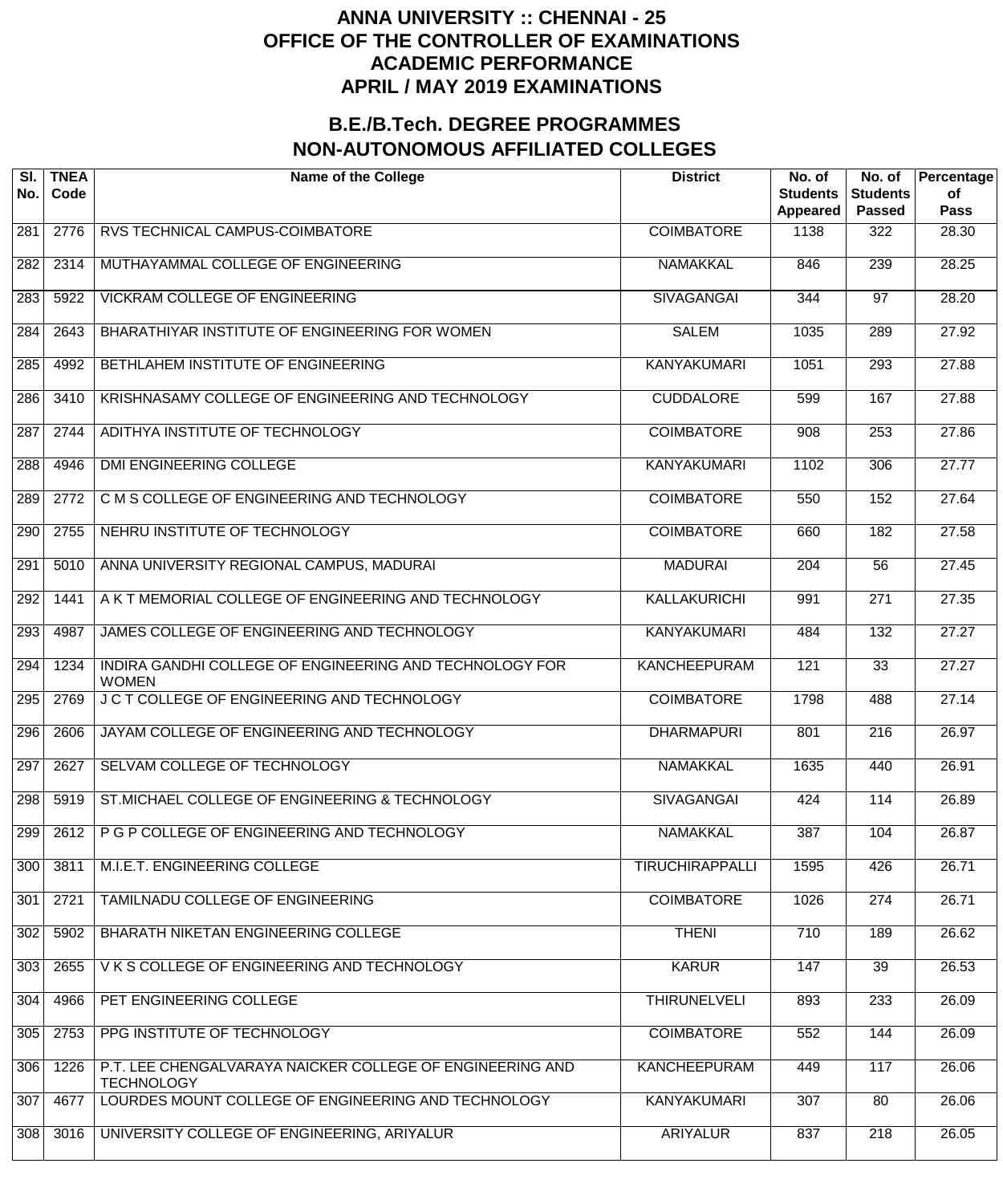# ANNA UNIVERSITY :: CHENNAI - 25
# OFFICE OF THE CONTROLLER OF EXAMINATIONS
# ACADEMIC PERFORMANCE
# APRIL / MAY 2019 EXAMINATIONS

## B.E./B.Tech. DEGREE PROGRAMMES
## NON-AUTONOMOUS AFFILIATED COLLEGES

| Sl. No. | TNEA Code | Name of the College | District | No. of Students Appeared | No. of Students Passed | Percentage of Pass |
|---|---|---|---|---|---|---|
| 281 | 2776 | RVS TECHNICAL CAMPUS-COIMBATORE | COIMBATORE | 1138 | 322 | 28.30 |
| 282 | 2314 | MUTHAYAMMAL COLLEGE OF ENGINEERING | NAMAKKAL | 846 | 239 | 28.25 |
| 283 | 5922 | VICKRAM COLLEGE OF ENGINEERING | SIVAGANGAI | 344 | 97 | 28.20 |
| 284 | 2643 | BHARATHIYAR INSTITUTE OF ENGINEERING FOR WOMEN | SALEM | 1035 | 289 | 27.92 |
| 285 | 4992 | BETHLAHEM INSTITUTE OF ENGINEERING | KANYAKUMARI | 1051 | 293 | 27.88 |
| 286 | 3410 | KRISHNASAMY COLLEGE OF ENGINEERING AND TECHNOLOGY | CUDDALORE | 599 | 167 | 27.88 |
| 287 | 2744 | ADITHYA INSTITUTE OF TECHNOLOGY | COIMBATORE | 908 | 253 | 27.86 |
| 288 | 4946 | DMI ENGINEERING COLLEGE | KANYAKUMARI | 1102 | 306 | 27.77 |
| 289 | 2772 | C M S COLLEGE OF ENGINEERING AND TECHNOLOGY | COIMBATORE | 550 | 152 | 27.64 |
| 290 | 2755 | NEHRU INSTITUTE OF TECHNOLOGY | COIMBATORE | 660 | 182 | 27.58 |
| 291 | 5010 | ANNA UNIVERSITY REGIONAL CAMPUS, MADURAI | MADURAI | 204 | 56 | 27.45 |
| 292 | 1441 | A K T MEMORIAL COLLEGE OF ENGINEERING AND TECHNOLOGY | KALLAKURICHI | 991 | 271 | 27.35 |
| 293 | 4987 | JAMES COLLEGE OF ENGINEERING AND TECHNOLOGY | KANYAKUMARI | 484 | 132 | 27.27 |
| 294 | 1234 | INDIRA GANDHI COLLEGE OF ENGINEERING AND TECHNOLOGY FOR WOMEN | KANCHEEPURAM | 121 | 33 | 27.27 |
| 295 | 2769 | J C T COLLEGE OF ENGINEERING AND TECHNOLOGY | COIMBATORE | 1798 | 488 | 27.14 |
| 296 | 2606 | JAYAM COLLEGE OF ENGINEERING AND TECHNOLOGY | DHARMAPURI | 801 | 216 | 26.97 |
| 297 | 2627 | SELVAM COLLEGE OF TECHNOLOGY | NAMAKKAL | 1635 | 440 | 26.91 |
| 298 | 5919 | ST.MICHAEL COLLEGE OF ENGINEERING & TECHNOLOGY | SIVAGANGAI | 424 | 114 | 26.89 |
| 299 | 2612 | P G P COLLEGE OF ENGINEERING AND TECHNOLOGY | NAMAKKAL | 387 | 104 | 26.87 |
| 300 | 3811 | M.I.E.T. ENGINEERING COLLEGE | TIRUCHIRAPPALLI | 1595 | 426 | 26.71 |
| 301 | 2721 | TAMILNADU COLLEGE OF ENGINEERING | COIMBATORE | 1026 | 274 | 26.71 |
| 302 | 5902 | BHARATH NIKETAN ENGINEERING COLLEGE | THENI | 710 | 189 | 26.62 |
| 303 | 2655 | V K S COLLEGE OF ENGINEERING AND TECHNOLOGY | KARUR | 147 | 39 | 26.53 |
| 304 | 4966 | PET ENGINEERING COLLEGE | THIRUNELVELI | 893 | 233 | 26.09 |
| 305 | 2753 | PPG INSTITUTE OF TECHNOLOGY | COIMBATORE | 552 | 144 | 26.09 |
| 306 | 1226 | P.T. LEE CHENGALVARAYA NAICKER COLLEGE OF ENGINEERING AND TECHNOLOGY | KANCHEEPURAM | 449 | 117 | 26.06 |
| 307 | 4677 | LOURDES MOUNT COLLEGE OF ENGINEERING AND TECHNOLOGY | KANYAKUMARI | 307 | 80 | 26.06 |
| 308 | 3016 | UNIVERSITY COLLEGE OF ENGINEERING, ARIYALUR | ARIYALUR | 837 | 218 | 26.05 |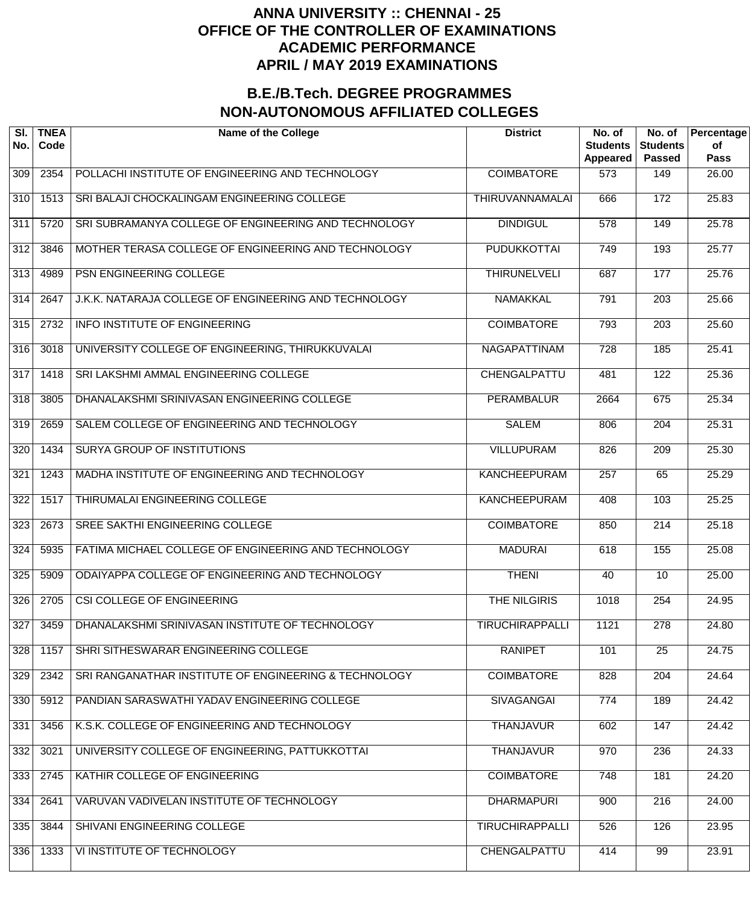# ANNA UNIVERSITY :: CHENNAI - 25
# OFFICE OF THE CONTROLLER OF EXAMINATIONS
# ACADEMIC PERFORMANCE
# APRIL / MAY 2019 EXAMINATIONS

## B.E./B.Tech. DEGREE PROGRAMMES
## NON-AUTONOMOUS AFFILIATED COLLEGES

| Sl. No. | TNEA Code | Name of the College | District | No. of Students Appeared | No. of Students Passed | Percentage of Pass |
|---|---|---|---|---|---|---|
| 309 | 2354 | POLLACHI INSTITUTE OF ENGINEERING AND TECHNOLOGY | COIMBATORE | 573 | 149 | 26.00 |
| 310 | 1513 | SRI BALAJI CHOCKALINGAM ENGINEERING COLLEGE | THIRUVANNAMALAI | 666 | 172 | 25.83 |
| 311 | 5720 | SRI SUBRAMANYA COLLEGE OF ENGINEERING AND TECHNOLOGY | DINDIGUL | 578 | 149 | 25.78 |
| 312 | 3846 | MOTHER TERASA COLLEGE OF ENGINEERING AND TECHNOLOGY | PUDUKKOTTAI | 749 | 193 | 25.77 |
| 313 | 4989 | PSN ENGINEERING COLLEGE | THIRUNELVELI | 687 | 177 | 25.76 |
| 314 | 2647 | J.K.K. NATARAJA COLLEGE OF ENGINEERING AND TECHNOLOGY | NAMAKKAL | 791 | 203 | 25.66 |
| 315 | 2732 | INFO INSTITUTE OF ENGINEERING | COIMBATORE | 793 | 203 | 25.60 |
| 316 | 3018 | UNIVERSITY COLLEGE OF ENGINEERING, THIRUKKUVALAI | NAGAPATTINAM | 728 | 185 | 25.41 |
| 317 | 1418 | SRI LAKSHMI AMMAL ENGINEERING COLLEGE | CHENGALPATTU | 481 | 122 | 25.36 |
| 318 | 3805 | DHANALAKSHMI SRINIVASAN ENGINEERING COLLEGE | PERAMBALUR | 2664 | 675 | 25.34 |
| 319 | 2659 | SALEM COLLEGE OF ENGINEERING AND TECHNOLOGY | SALEM | 806 | 204 | 25.31 |
| 320 | 1434 | SURYA GROUP OF INSTITUTIONS | VILLUPURAM | 826 | 209 | 25.30 |
| 321 | 1243 | MADHA INSTITUTE OF ENGINEERING AND TECHNOLOGY | KANCHEEPURAM | 257 | 65 | 25.29 |
| 322 | 1517 | THIRUMALAI ENGINEERING COLLEGE | KANCHEEPURAM | 408 | 103 | 25.25 |
| 323 | 2673 | SREE SAKTHI ENGINEERING COLLEGE | COIMBATORE | 850 | 214 | 25.18 |
| 324 | 5935 | FATIMA MICHAEL COLLEGE OF ENGINEERING AND TECHNOLOGY | MADURAI | 618 | 155 | 25.08 |
| 325 | 5909 | ODAIYAPPA COLLEGE OF ENGINEERING AND TECHNOLOGY | THENI | 40 | 10 | 25.00 |
| 326 | 2705 | CSI COLLEGE OF ENGINEERING | THE NILGIRIS | 1018 | 254 | 24.95 |
| 327 | 3459 | DHANALAKSHMI SRINIVASAN INSTITUTE OF TECHNOLOGY | TIRUCHIRAPPALLI | 1121 | 278 | 24.80 |
| 328 | 1157 | SHRI SITHESWARAR ENGINEERING COLLEGE | RANIPET | 101 | 25 | 24.75 |
| 329 | 2342 | SRI RANGANATHAR INSTITUTE OF ENGINEERING & TECHNOLOGY | COIMBATORE | 828 | 204 | 24.64 |
| 330 | 5912 | PANDIAN SARASWATHI YADAV ENGINEERING COLLEGE | SIVAGANGAI | 774 | 189 | 24.42 |
| 331 | 3456 | K.S.K. COLLEGE OF ENGINEERING AND TECHNOLOGY | THANJAVUR | 602 | 147 | 24.42 |
| 332 | 3021 | UNIVERSITY COLLEGE OF ENGINEERING, PATTUKKOTTAI | THANJAVUR | 970 | 236 | 24.33 |
| 333 | 2745 | KATHIR COLLEGE OF ENGINEERING | COIMBATORE | 748 | 181 | 24.20 |
| 334 | 2641 | VARUVAN VADIVELAN INSTITUTE OF TECHNOLOGY | DHARMAPURI | 900 | 216 | 24.00 |
| 335 | 3844 | SHIVANI ENGINEERING COLLEGE | TIRUCHIRAPPALLI | 526 | 126 | 23.95 |
| 336 | 1333 | VI INSTITUTE OF TECHNOLOGY | CHENGALPATTU | 414 | 99 | 23.91 |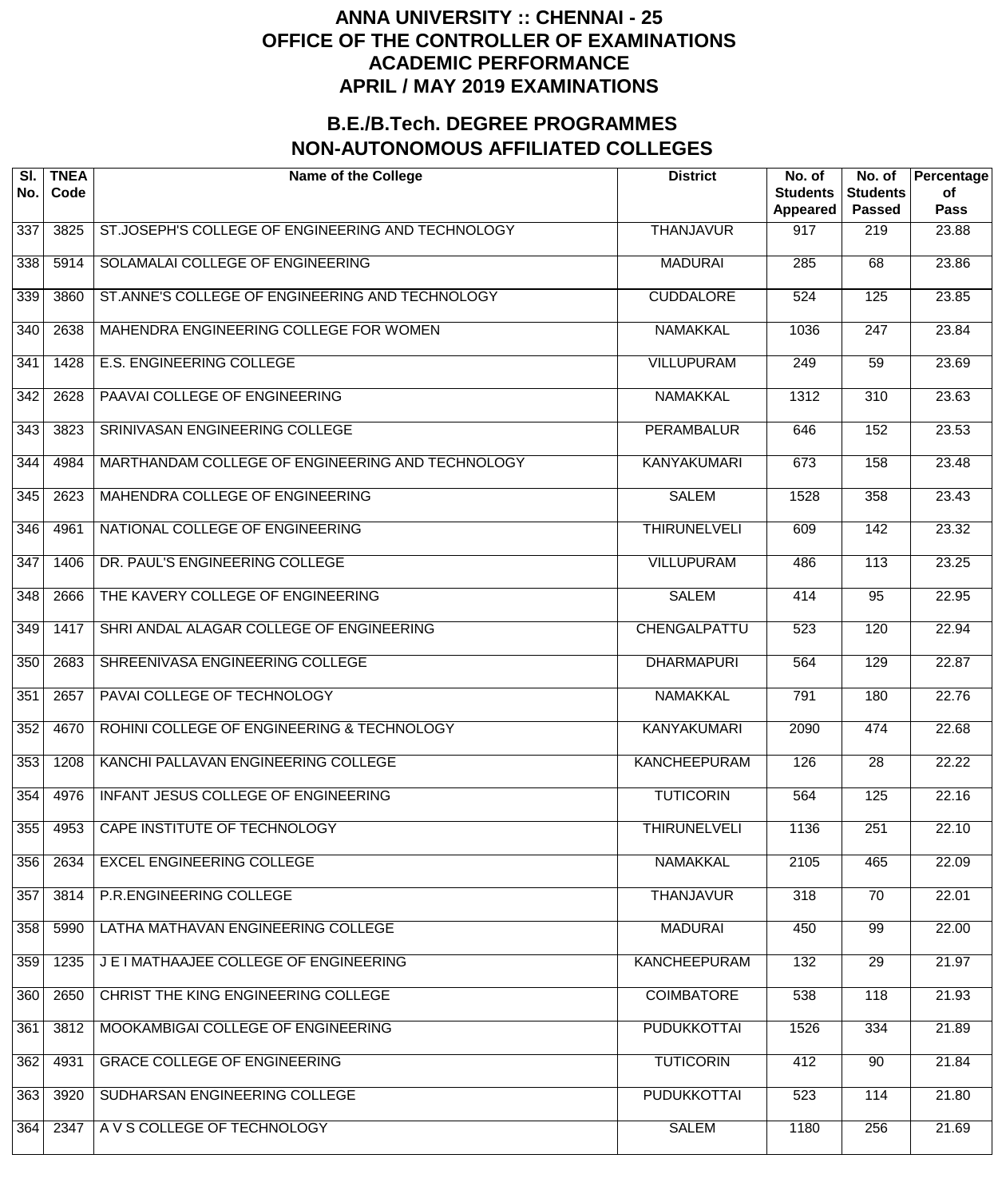# ANNA UNIVERSITY :: CHENNAI - 25
# OFFICE OF THE CONTROLLER OF EXAMINATIONS
# ACADEMIC PERFORMANCE
# APRIL / MAY 2019 EXAMINATIONS

## B.E./B.Tech. DEGREE PROGRAMMES
## NON-AUTONOMOUS AFFILIATED COLLEGES

| Sl. No. | TNEA Code | Name of the College | District | No. of Students Appeared | No. of Students Passed | Percentage of Pass |
|---|---|---|---|---|---|---|
| 337 | 3825 | ST.JOSEPH'S COLLEGE OF ENGINEERING AND TECHNOLOGY | THANJAVUR | 917 | 219 | 23.88 |
| 338 | 5914 | SOLAMALAI COLLEGE OF ENGINEERING | MADURAI | 285 | 68 | 23.86 |
| 339 | 3860 | ST.ANNE'S COLLEGE OF ENGINEERING AND TECHNOLOGY | CUDDALORE | 524 | 125 | 23.85 |
| 340 | 2638 | MAHENDRA ENGINEERING COLLEGE FOR WOMEN | NAMAKKAL | 1036 | 247 | 23.84 |
| 341 | 1428 | E.S. ENGINEERING COLLEGE | VILLUPURAM | 249 | 59 | 23.69 |
| 342 | 2628 | PAAVAI COLLEGE OF ENGINEERING | NAMAKKAL | 1312 | 310 | 23.63 |
| 343 | 3823 | SRINIVASAN ENGINEERING COLLEGE | PERAMBALUR | 646 | 152 | 23.53 |
| 344 | 4984 | MARTHANDAM COLLEGE OF ENGINEERING AND TECHNOLOGY | KANYAKUMARI | 673 | 158 | 23.48 |
| 345 | 2623 | MAHENDRA COLLEGE OF ENGINEERING | SALEM | 1528 | 358 | 23.43 |
| 346 | 4961 | NATIONAL COLLEGE OF ENGINEERING | THIRUNELVELI | 609 | 142 | 23.32 |
| 347 | 1406 | DR. PAUL'S ENGINEERING COLLEGE | VILLUPURAM | 486 | 113 | 23.25 |
| 348 | 2666 | THE KAVERY COLLEGE OF ENGINEERING | SALEM | 414 | 95 | 22.95 |
| 349 | 1417 | SHRI ANDAL ALAGAR COLLEGE OF ENGINEERING | CHENGALPATTU | 523 | 120 | 22.94 |
| 350 | 2683 | SHREENIVASA ENGINEERING COLLEGE | DHARMAPURI | 564 | 129 | 22.87 |
| 351 | 2657 | PAVAI COLLEGE OF TECHNOLOGY | NAMAKKAL | 791 | 180 | 22.76 |
| 352 | 4670 | ROHINI COLLEGE OF ENGINEERING & TECHNOLOGY | KANYAKUMARI | 2090 | 474 | 22.68 |
| 353 | 1208 | KANCHI PALLAVAN ENGINEERING COLLEGE | KANCHEEPURAM | 126 | 28 | 22.22 |
| 354 | 4976 | INFANT JESUS COLLEGE OF ENGINEERING | TUTICORIN | 564 | 125 | 22.16 |
| 355 | 4953 | CAPE INSTITUTE OF TECHNOLOGY | THIRUNELVELI | 1136 | 251 | 22.10 |
| 356 | 2634 | EXCEL ENGINEERING COLLEGE | NAMAKKAL | 2105 | 465 | 22.09 |
| 357 | 3814 | P.R.ENGINEERING COLLEGE | THANJAVUR | 318 | 70 | 22.01 |
| 358 | 5990 | LATHA MATHAVAN ENGINEERING COLLEGE | MADURAI | 450 | 99 | 22.00 |
| 359 | 1235 | J E I MATHAAJEE COLLEGE OF ENGINEERING | KANCHEEPURAM | 132 | 29 | 21.97 |
| 360 | 2650 | CHRIST THE KING ENGINEERING COLLEGE | COIMBATORE | 538 | 118 | 21.93 |
| 361 | 3812 | MOOKAMBIGAI COLLEGE OF ENGINEERING | PUDUKKOTTAI | 1526 | 334 | 21.89 |
| 362 | 4931 | GRACE COLLEGE OF ENGINEERING | TUTICORIN | 412 | 90 | 21.84 |
| 363 | 3920 | SUDHARSAN ENGINEERING COLLEGE | PUDUKKOTTAI | 523 | 114 | 21.80 |
| 364 | 2347 | A V S COLLEGE OF TECHNOLOGY | SALEM | 1180 | 256 | 21.69 |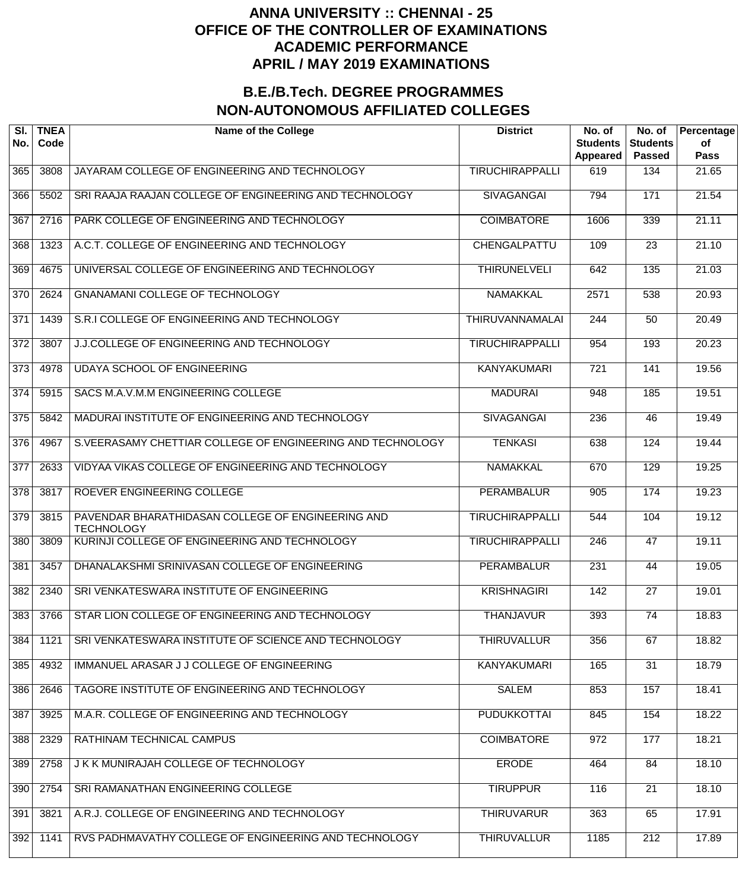# ANNA UNIVERSITY :: CHENNAI - 25
# OFFICE OF THE CONTROLLER OF EXAMINATIONS
# ACADEMIC PERFORMANCE
# APRIL / MAY 2019 EXAMINATIONS

## B.E./B.Tech. DEGREE PROGRAMMES
## NON-AUTONOMOUS AFFILIATED COLLEGES

| Sl. No. | TNEA Code | Name of the College | District | No. of Students Appeared | No. of Students Passed | Percentage of Pass |
|---|---|---|---|---|---|---|
| 365 | 3808 | JAYARAM COLLEGE OF ENGINEERING AND TECHNOLOGY | TIRUCHIRAPPALLI | 619 | 134 | 21.65 |
| 366 | 5502 | SRI RAAJA RAAJAN COLLEGE OF ENGINEERING AND TECHNOLOGY | SIVAGANGAI | 794 | 171 | 21.54 |
| 367 | 2716 | PARK COLLEGE OF ENGINEERING AND TECHNOLOGY | COIMBATORE | 1606 | 339 | 21.11 |
| 368 | 1323 | A.C.T. COLLEGE OF ENGINEERING AND TECHNOLOGY | CHENGALPATTU | 109 | 23 | 21.10 |
| 369 | 4675 | UNIVERSAL COLLEGE OF ENGINEERING AND TECHNOLOGY | THIRUNELVELI | 642 | 135 | 21.03 |
| 370 | 2624 | GNANAMANI COLLEGE OF TECHNOLOGY | NAMAKKAL | 2571 | 538 | 20.93 |
| 371 | 1439 | S.R.I COLLEGE OF ENGINEERING AND TECHNOLOGY | THIRUVANNAMALAI | 244 | 50 | 20.49 |
| 372 | 3807 | J.J.COLLEGE OF ENGINEERING AND TECHNOLOGY | TIRUCHIRAPPALLI | 954 | 193 | 20.23 |
| 373 | 4978 | UDAYA SCHOOL OF ENGINEERING | KANYAKUMARI | 721 | 141 | 19.56 |
| 374 | 5915 | SACS M.A.V.M.M ENGINEERING COLLEGE | MADURAI | 948 | 185 | 19.51 |
| 375 | 5842 | MADURAI INSTITUTE OF ENGINEERING AND TECHNOLOGY | SIVAGANGAI | 236 | 46 | 19.49 |
| 376 | 4967 | S.VEERASAMY CHETTIAR COLLEGE OF ENGINEERING AND TECHNOLOGY | TENKASI | 638 | 124 | 19.44 |
| 377 | 2633 | VIDYAA VIKAS COLLEGE OF ENGINEERING AND TECHNOLOGY | NAMAKKAL | 670 | 129 | 19.25 |
| 378 | 3817 | ROEVER ENGINEERING COLLEGE | PERAMBALUR | 905 | 174 | 19.23 |
| 379 | 3815 | PAVENDAR BHARATHIDASAN COLLEGE OF ENGINEERING AND TECHNOLOGY | TIRUCHIRAPPALLI | 544 | 104 | 19.12 |
| 380 | 3809 | KURINJI COLLEGE OF ENGINEERING AND TECHNOLOGY | TIRUCHIRAPPALLI | 246 | 47 | 19.11 |
| 381 | 3457 | DHANALAKSHMI SRINIVASAN COLLEGE OF ENGINEERING | PERAMBALUR | 231 | 44 | 19.05 |
| 382 | 2340 | SRI VENKATESWARA INSTITUTE OF ENGINEERING | KRISHNAGIRI | 142 | 27 | 19.01 |
| 383 | 3766 | STAR LION COLLEGE OF ENGINEERING AND TECHNOLOGY | THANJAVUR | 393 | 74 | 18.83 |
| 384 | 1121 | SRI VENKATESWARA INSTITUTE OF SCIENCE AND TECHNOLOGY | THIRUVALLUR | 356 | 67 | 18.82 |
| 385 | 4932 | IMMANUEL ARASAR J J COLLEGE OF ENGINEERING | KANYAKUMARI | 165 | 31 | 18.79 |
| 386 | 2646 | TAGORE INSTITUTE OF ENGINEERING AND TECHNOLOGY | SALEM | 853 | 157 | 18.41 |
| 387 | 3925 | M.A.R. COLLEGE OF ENGINEERING AND TECHNOLOGY | PUDUKKOTTAI | 845 | 154 | 18.22 |
| 388 | 2329 | RATHINAM TECHNICAL CAMPUS | COIMBATORE | 972 | 177 | 18.21 |
| 389 | 2758 | J K K MUNIRAJAH COLLEGE OF TECHNOLOGY | ERODE | 464 | 84 | 18.10 |
| 390 | 2754 | SRI RAMANATHAN ENGINEERING COLLEGE | TIRUPPUR | 116 | 21 | 18.10 |
| 391 | 3821 | A.R.J. COLLEGE OF ENGINEERING AND TECHNOLOGY | THIRUVARUR | 363 | 65 | 17.91 |
| 392 | 1141 | RVS PADHMAVATHY COLLEGE OF ENGINEERING AND TECHNOLOGY | THIRUVALLUR | 1185 | 212 | 17.89 |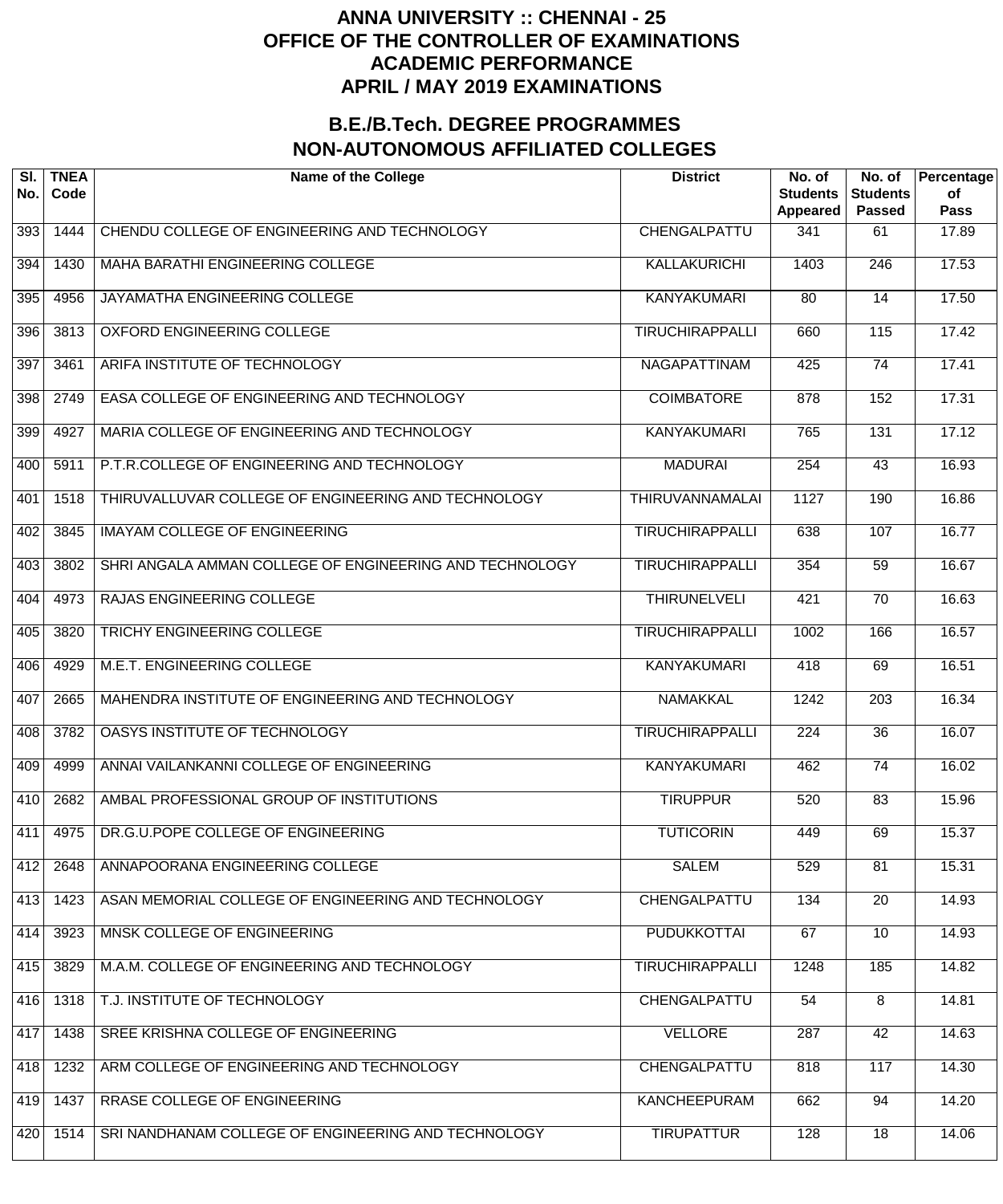# ANNA UNIVERSITY :: CHENNAI - 25
# OFFICE OF THE CONTROLLER OF EXAMINATIONS
# ACADEMIC PERFORMANCE
# APRIL / MAY 2019 EXAMINATIONS

## B.E./B.Tech. DEGREE PROGRAMMES
## NON-AUTONOMOUS AFFILIATED COLLEGES

| Sl. No. | TNEA Code | Name of the College | District | No. of Students Appeared | No. of Students Passed | Percentage of Pass |
|---|---|---|---|---|---|---|
| 393 | 1444 | CHENDU COLLEGE OF ENGINEERING AND TECHNOLOGY | CHENGALPATTU | 341 | 61 | 17.89 |
| 394 | 1430 | MAHA BARATHI ENGINEERING COLLEGE | KALLAKURICHI | 1403 | 246 | 17.53 |
| 395 | 4956 | JAYAMATHA ENGINEERING COLLEGE | KANYAKUMARI | 80 | 14 | 17.50 |
| 396 | 3813 | OXFORD ENGINEERING COLLEGE | TIRUCHIRAPPALLI | 660 | 115 | 17.42 |
| 397 | 3461 | ARIFA INSTITUTE OF TECHNOLOGY | NAGAPATTINAM | 425 | 74 | 17.41 |
| 398 | 2749 | EASA COLLEGE OF ENGINEERING AND TECHNOLOGY | COIMBATORE | 878 | 152 | 17.31 |
| 399 | 4927 | MARIA COLLEGE OF ENGINEERING AND TECHNOLOGY | KANYAKUMARI | 765 | 131 | 17.12 |
| 400 | 5911 | P.T.R.COLLEGE OF ENGINEERING AND TECHNOLOGY | MADURAI | 254 | 43 | 16.93 |
| 401 | 1518 | THIRUVALLUVAR COLLEGE OF ENGINEERING AND TECHNOLOGY | THIRUVANNAMALAI | 1127 | 190 | 16.86 |
| 402 | 3845 | IMAYAM COLLEGE OF ENGINEERING | TIRUCHIRAPPALLI | 638 | 107 | 16.77 |
| 403 | 3802 | SHRI ANGALA AMMAN COLLEGE OF ENGINEERING AND TECHNOLOGY | TIRUCHIRAPPALLI | 354 | 59 | 16.67 |
| 404 | 4973 | RAJAS ENGINEERING COLLEGE | THIRUNELVELI | 421 | 70 | 16.63 |
| 405 | 3820 | TRICHY ENGINEERING COLLEGE | TIRUCHIRAPPALLI | 1002 | 166 | 16.57 |
| 406 | 4929 | M.E.T. ENGINEERING COLLEGE | KANYAKUMARI | 418 | 69 | 16.51 |
| 407 | 2665 | MAHENDRA INSTITUTE OF ENGINEERING AND TECHNOLOGY | NAMAKKAL | 1242 | 203 | 16.34 |
| 408 | 3782 | OASYS INSTITUTE OF TECHNOLOGY | TIRUCHIRAPPALLI | 224 | 36 | 16.07 |
| 409 | 4999 | ANNAI VAILANKANNI COLLEGE OF ENGINEERING | KANYAKUMARI | 462 | 74 | 16.02 |
| 410 | 2682 | AMBAL PROFESSIONAL GROUP OF INSTITUTIONS | TIRUPPUR | 520 | 83 | 15.96 |
| 411 | 4975 | DR.G.U.POPE COLLEGE OF ENGINEERING | TUTICORIN | 449 | 69 | 15.37 |
| 412 | 2648 | ANNAPOORANA ENGINEERING COLLEGE | SALEM | 529 | 81 | 15.31 |
| 413 | 1423 | ASAN MEMORIAL COLLEGE OF ENGINEERING AND TECHNOLOGY | CHENGALPATTU | 134 | 20 | 14.93 |
| 414 | 3923 | MNSK COLLEGE OF ENGINEERING | PUDUKKOTTAI | 67 | 10 | 14.93 |
| 415 | 3829 | M.A.M. COLLEGE OF ENGINEERING AND TECHNOLOGY | TIRUCHIRAPPALLI | 1248 | 185 | 14.82 |
| 416 | 1318 | T.J. INSTITUTE OF TECHNOLOGY | CHENGALPATTU | 54 | 8 | 14.81 |
| 417 | 1438 | SREE KRISHNA COLLEGE OF ENGINEERING | VELLORE | 287 | 42 | 14.63 |
| 418 | 1232 | ARM COLLEGE OF ENGINEERING AND TECHNOLOGY | CHENGALPATTU | 818 | 117 | 14.30 |
| 419 | 1437 | RRASE COLLEGE OF ENGINEERING | KANCHEEPURAM | 662 | 94 | 14.20 |
| 420 | 1514 | SRI NANDHANAM COLLEGE OF ENGINEERING AND TECHNOLOGY | TIRUPATTUR | 128 | 18 | 14.06 |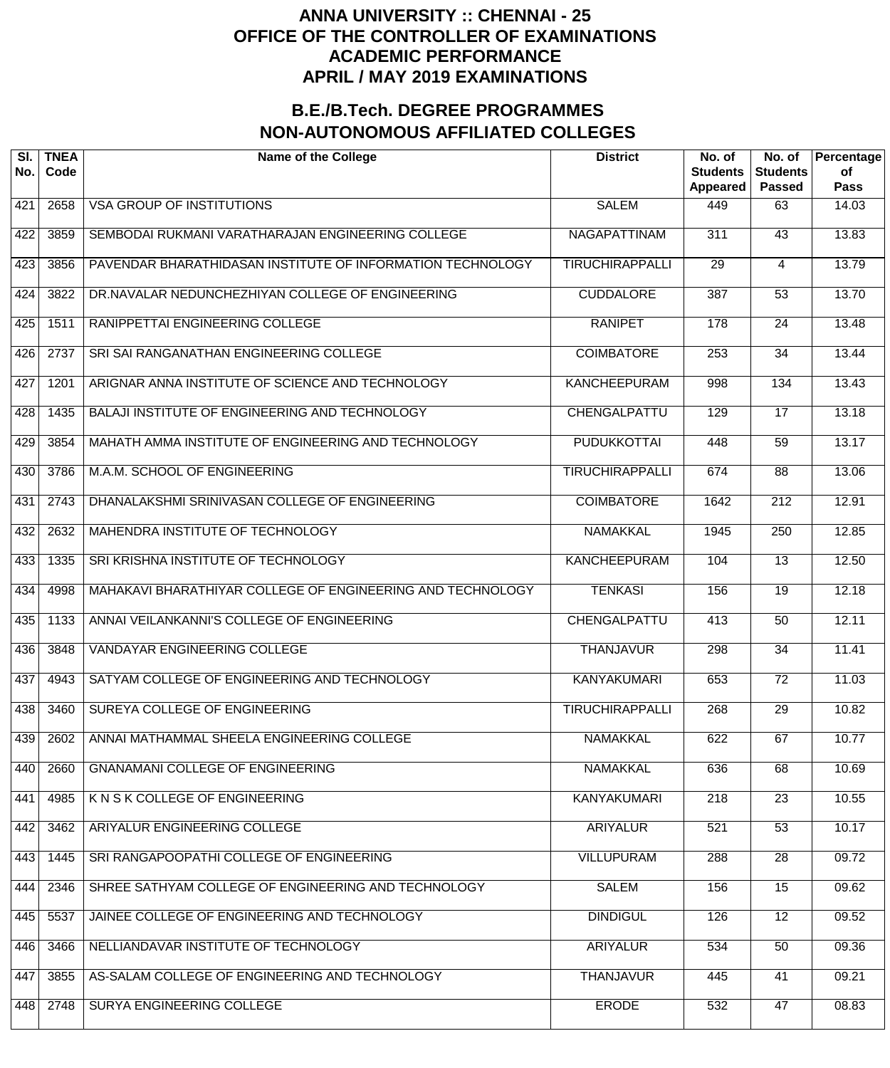# ANNA UNIVERSITY :: CHENNAI - 25
# OFFICE OF THE CONTROLLER OF EXAMINATIONS
# ACADEMIC PERFORMANCE
# APRIL / MAY 2019 EXAMINATIONS

## B.E./B.Tech. DEGREE PROGRAMMES
## NON-AUTONOMOUS AFFILIATED COLLEGES

| Sl. No. | TNEA Code | Name of the College | District | No. of Students Appeared | No. of Students Passed | Percentage of Pass |
|---|---|---|---|---|---|---|
| 421 | 2658 | VSA GROUP OF INSTITUTIONS | SALEM | 449 | 63 | 14.03 |
| 422 | 3859 | SEMBODAI RUKMANI VARATHARAJAN ENGINEERING COLLEGE | NAGAPATTINAM | 311 | 43 | 13.83 |
| 423 | 3856 | PAVENDAR BHARATHIDASAN INSTITUTE OF INFORMATION TECHNOLOGY | TIRUCHIRAPPALLI | 29 | 4 | 13.79 |
| 424 | 3822 | DR.NAVALAR NEDUNCHEZHIYAN COLLEGE OF ENGINEERING | CUDDALORE | 387 | 53 | 13.70 |
| 425 | 1511 | RANIPPETTAI ENGINEERING COLLEGE | RANIPET | 178 | 24 | 13.48 |
| 426 | 2737 | SRI SAI RANGANATHAN ENGINEERING COLLEGE | COIMBATORE | 253 | 34 | 13.44 |
| 427 | 1201 | ARIGNAR ANNA INSTITUTE OF SCIENCE AND TECHNOLOGY | KANCHEEPURAM | 998 | 134 | 13.43 |
| 428 | 1435 | BALAJI INSTITUTE OF ENGINEERING AND TECHNOLOGY | CHENGALPATTU | 129 | 17 | 13.18 |
| 429 | 3854 | MAHATH AMMA INSTITUTE OF ENGINEERING AND TECHNOLOGY | PUDUKKOTTAI | 448 | 59 | 13.17 |
| 430 | 3786 | M.A.M. SCHOOL OF ENGINEERING | TIRUCHIRAPPALLI | 674 | 88 | 13.06 |
| 431 | 2743 | DHANALAKSHMI SRINIVASAN COLLEGE OF ENGINEERING | COIMBATORE | 1642 | 212 | 12.91 |
| 432 | 2632 | MAHENDRA INSTITUTE OF TECHNOLOGY | NAMAKKAL | 1945 | 250 | 12.85 |
| 433 | 1335 | SRI KRISHNA INSTITUTE OF TECHNOLOGY | KANCHEEPURAM | 104 | 13 | 12.50 |
| 434 | 4998 | MAHAKAVI BHARATHIYAR COLLEGE OF ENGINEERING AND TECHNOLOGY | TENKASI | 156 | 19 | 12.18 |
| 435 | 1133 | ANNAI VEILANKANNI'S COLLEGE OF ENGINEERING | CHENGALPATTU | 413 | 50 | 12.11 |
| 436 | 3848 | VANDAYAR ENGINEERING COLLEGE | THANJAVUR | 298 | 34 | 11.41 |
| 437 | 4943 | SATYAM COLLEGE OF ENGINEERING AND TECHNOLOGY | KANYAKUMARI | 653 | 72 | 11.03 |
| 438 | 3460 | SUREYA COLLEGE OF ENGINEERING | TIRUCHIRAPPALLI | 268 | 29 | 10.82 |
| 439 | 2602 | ANNAI MATHAMMAL SHEELA ENGINEERING COLLEGE | NAMAKKAL | 622 | 67 | 10.77 |
| 440 | 2660 | GNANAMANI COLLEGE OF ENGINEERING | NAMAKKAL | 636 | 68 | 10.69 |
| 441 | 4985 | K N S K COLLEGE OF ENGINEERING | KANYAKUMARI | 218 | 23 | 10.55 |
| 442 | 3462 | ARIYALUR ENGINEERING COLLEGE | ARIYALUR | 521 | 53 | 10.17 |
| 443 | 1445 | SRI RANGAPOOPATHI COLLEGE OF ENGINEERING | VILLUPURAM | 288 | 28 | 09.72 |
| 444 | 2346 | SHREE SATHYAM COLLEGE OF ENGINEERING AND TECHNOLOGY | SALEM | 156 | 15 | 09.62 |
| 445 | 5537 | JAINEE COLLEGE OF ENGINEERING AND TECHNOLOGY | DINDIGUL | 126 | 12 | 09.52 |
| 446 | 3466 | NELLIANDAVAR INSTITUTE OF TECHNOLOGY | ARIYALUR | 534 | 50 | 09.36 |
| 447 | 3855 | AS-SALAM COLLEGE OF ENGINEERING AND TECHNOLOGY | THANJAVUR | 445 | 41 | 09.21 |
| 448 | 2748 | SURYA ENGINEERING COLLEGE | ERODE | 532 | 47 | 08.83 |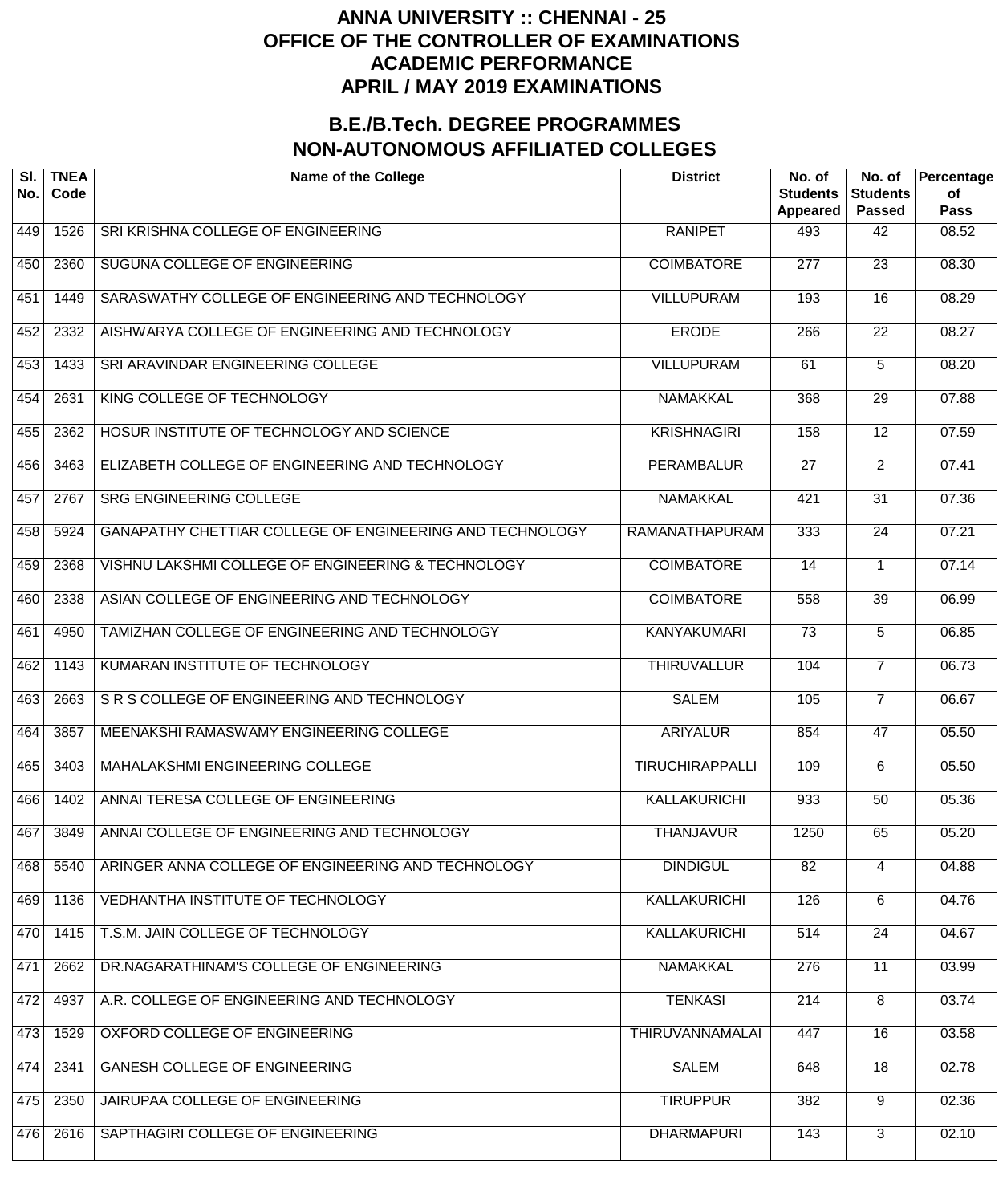# ANNA UNIVERSITY :: CHENNAI - 25
# OFFICE OF THE CONTROLLER OF EXAMINATIONS
# ACADEMIC PERFORMANCE
# APRIL / MAY 2019 EXAMINATIONS

## B.E./B.Tech. DEGREE PROGRAMMES
## NON-AUTONOMOUS AFFILIATED COLLEGES

| Sl. No. | TNEA Code | Name of the College | District | No. of Students Appeared | No. of Students Passed | Percentage of Pass |
|---|---|---|---|---|---|---|
| 449 | 1526 | SRI KRISHNA COLLEGE OF ENGINEERING | RANIPET | 493 | 42 | 08.52 |
| 450 | 2360 | SUGUNA COLLEGE OF ENGINEERING | COIMBATORE | 277 | 23 | 08.30 |
| 451 | 1449 | SARASWATHY COLLEGE OF ENGINEERING AND TECHNOLOGY | VILLUPURAM | 193 | 16 | 08.29 |
| 452 | 2332 | AISHWARYA COLLEGE OF ENGINEERING AND TECHNOLOGY | ERODE | 266 | 22 | 08.27 |
| 453 | 1433 | SRI ARAVINDAR ENGINEERING COLLEGE | VILLUPURAM | 61 | 5 | 08.20 |
| 454 | 2631 | KING COLLEGE OF TECHNOLOGY | NAMAKKAL | 368 | 29 | 07.88 |
| 455 | 2362 | HOSUR INSTITUTE OF TECHNOLOGY AND SCIENCE | KRISHNAGIRI | 158 | 12 | 07.59 |
| 456 | 3463 | ELIZABETH COLLEGE OF ENGINEERING AND TECHNOLOGY | PERAMBALUR | 27 | 2 | 07.41 |
| 457 | 2767 | SRG ENGINEERING COLLEGE | NAMAKKAL | 421 | 31 | 07.36 |
| 458 | 5924 | GANAPATHY CHETTIAR COLLEGE OF ENGINEERING AND TECHNOLOGY | RAMANATHAPURAM | 333 | 24 | 07.21 |
| 459 | 2368 | VISHNU LAKSHMI COLLEGE OF ENGINEERING & TECHNOLOGY | COIMBATORE | 14 | 1 | 07.14 |
| 460 | 2338 | ASIAN COLLEGE OF ENGINEERING AND TECHNOLOGY | COIMBATORE | 558 | 39 | 06.99 |
| 461 | 4950 | TAMIZHAN COLLEGE OF ENGINEERING AND TECHNOLOGY | KANYAKUMARI | 73 | 5 | 06.85 |
| 462 | 1143 | KUMARAN INSTITUTE OF TECHNOLOGY | THIRUVALLUR | 104 | 7 | 06.73 |
| 463 | 2663 | S R S COLLEGE OF ENGINEERING AND TECHNOLOGY | SALEM | 105 | 7 | 06.67 |
| 464 | 3857 | MEENAKSHI RAMASWAMY ENGINEERING COLLEGE | ARIYALUR | 854 | 47 | 05.50 |
| 465 | 3403 | MAHALAKSHMI ENGINEERING COLLEGE | TIRUCHIRAPPALLI | 109 | 6 | 05.50 |
| 466 | 1402 | ANNAI TERESA COLLEGE OF ENGINEERING | KALLAKURICHI | 933 | 50 | 05.36 |
| 467 | 3849 | ANNAI COLLEGE OF ENGINEERING AND TECHNOLOGY | THANJAVUR | 1250 | 65 | 05.20 |
| 468 | 5540 | ARINGER ANNA COLLEGE OF ENGINEERING AND TECHNOLOGY | DINDIGUL | 82 | 4 | 04.88 |
| 469 | 1136 | VEDHANTHA INSTITUTE OF TECHNOLOGY | KALLAKURICHI | 126 | 6 | 04.76 |
| 470 | 1415 | T.S.M. JAIN COLLEGE OF TECHNOLOGY | KALLAKURICHI | 514 | 24 | 04.67 |
| 471 | 2662 | DR.NAGARATHINAM'S COLLEGE OF ENGINEERING | NAMAKKAL | 276 | 11 | 03.99 |
| 472 | 4937 | A.R. COLLEGE OF ENGINEERING AND TECHNOLOGY | TENKASI | 214 | 8 | 03.74 |
| 473 | 1529 | OXFORD COLLEGE OF ENGINEERING | THIRUVANNAMALAI | 447 | 16 | 03.58 |
| 474 | 2341 | GANESH COLLEGE OF ENGINEERING | SALEM | 648 | 18 | 02.78 |
| 475 | 2350 | JAIRUPAA COLLEGE OF ENGINEERING | TIRUPPUR | 382 | 9 | 02.36 |
| 476 | 2616 | SAPTHAGIRI COLLEGE OF ENGINEERING | DHARMAPURI | 143 | 3 | 02.10 |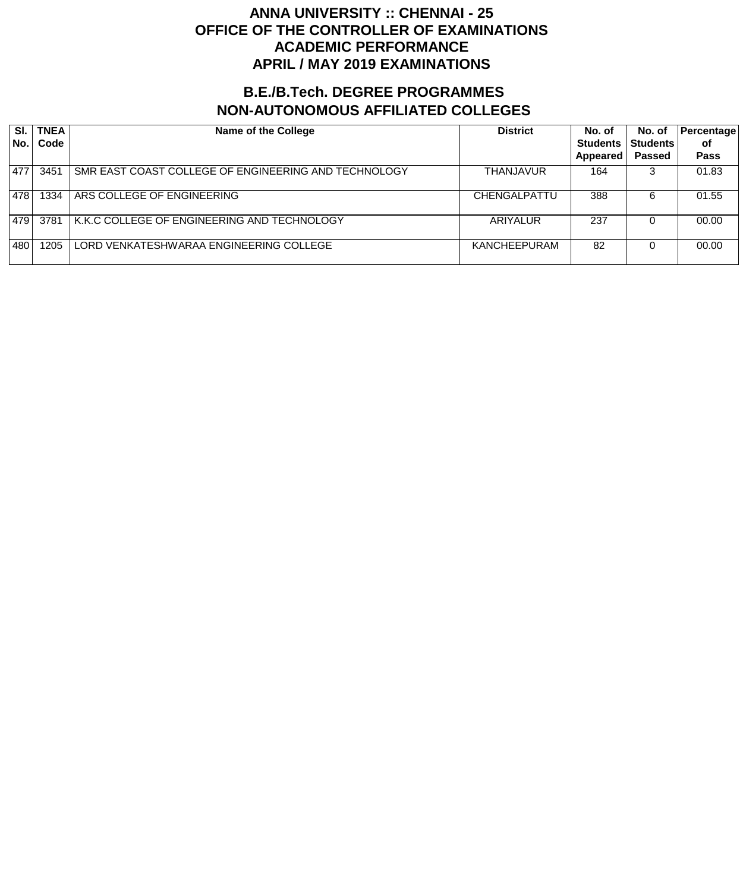# ANNA UNIVERSITY :: CHENNAI - 25
# OFFICE OF THE CONTROLLER OF EXAMINATIONS
# ACADEMIC PERFORMANCE
# APRIL / MAY 2019 EXAMINATIONS

## B.E./B.Tech. DEGREE PROGRAMMES
## NON-AUTONOMOUS AFFILIATED COLLEGES

| Sl. No. | TNEA Code | Name of the College | District | No. of Students Appeared | No. of Students Passed | Percentage of Pass |
|---|---|---|---|---|---|---|
| 477 | 3451 | SMR EAST COAST COLLEGE OF ENGINEERING AND TECHNOLOGY | THANJAVUR | 164 | 3 | 01.83 |
| 478 | 1334 | ARS COLLEGE OF ENGINEERING | CHENGALPATTU | 388 | 6 | 01.55 |
| 479 | 3781 | K.K.C COLLEGE OF ENGINEERING AND TECHNOLOGY | ARIYALUR | 237 | 0 | 00.00 |
| 480 | 1205 | LORD VENKATESHWARAA ENGINEERING COLLEGE | KANCHEEPURAM | 82 | 0 | 00.00 |